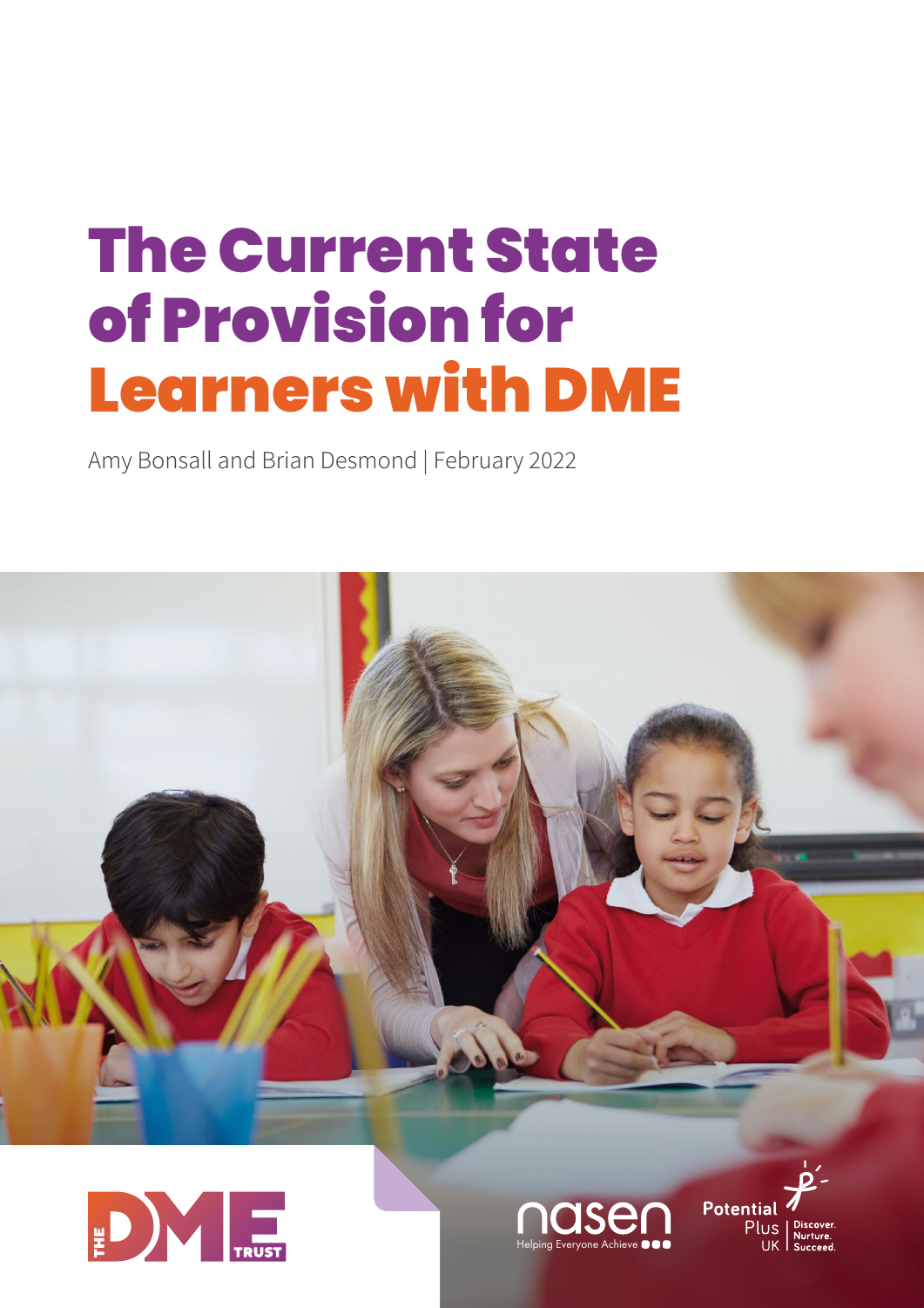# The Current State of Provision for Learners with DME

Amy Bonsall and Brian Desmond | February 2022

THE DME TRUST

nasen
Helping Everyone Achieve

Potential Plus UK
Discover. Nurture. Succeed.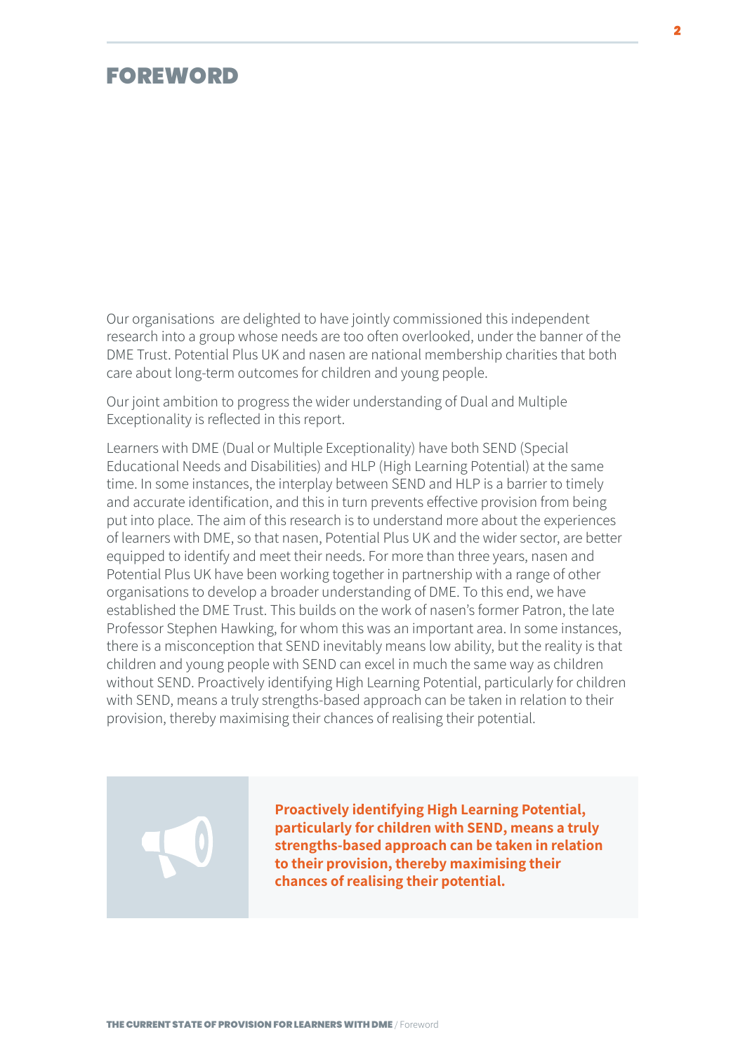# FOREWORD

Our organisations are delighted to have jointly commissioned this independent research into a group whose needs are too often overlooked, under the banner of the DME Trust. Potential Plus UK and nasen are national membership charities that both care about long-term outcomes for children and young people.

Our joint ambition to progress the wider understanding of Dual and Multiple Exceptionality is reflected in this report.

Learners with DME (Dual or Multiple Exceptionality) have both SEND (Special Educational Needs and Disabilities) and HLP (High Learning Potential) at the same time. In some instances, the interplay between SEND and HLP is a barrier to timely and accurate identification, and this in turn prevents effective provision from being put into place. The aim of this research is to understand more about the experiences of learners with DME, so that nasen, Potential Plus UK and the wider sector, are better equipped to identify and meet their needs. For more than three years, nasen and Potential Plus UK have been working together in partnership with a range of other organisations to develop a broader understanding of DME. To this end, we have established the DME Trust. This builds on the work of nasen's former Patron, the late Professor Stephen Hawking, for whom this was an important area. In some instances, there is a misconception that SEND inevitably means low ability, but the reality is that children and young people with SEND can excel in much the same way as children without SEND. Proactively identifying High Learning Potential, particularly for children with SEND, means a truly strengths-based approach can be taken in relation to their provision, thereby maximising their chances of realising their potential.

**Proactively identifying High Learning Potential, particularly for children with SEND, means a truly strengths-based approach can be taken in relation to their provision, thereby maximising their chances of realising their potential.**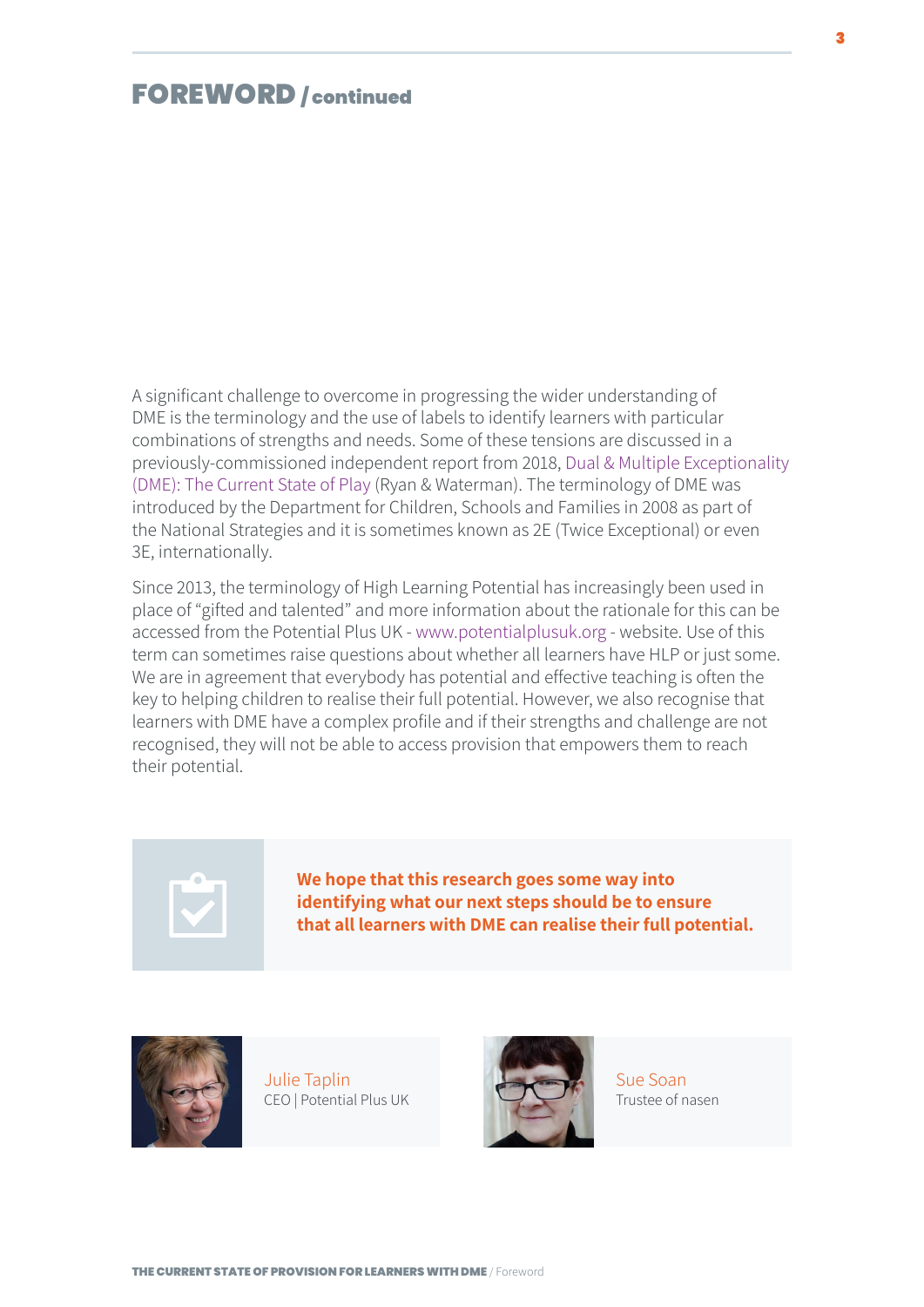# FOREWORD / continued

A significant challenge to overcome in progressing the wider understanding of DME is the terminology and the use of labels to identify learners with particular combinations of strengths and needs. Some of these tensions are discussed in a previously-commissioned independent report from 2018, Dual & Multiple Exceptionality (DME): The Current State of Play (Ryan & Waterman). The terminology of DME was introduced by the Department for Children, Schools and Families in 2008 as part of the National Strategies and it is sometimes known as 2E (Twice Exceptional) or even 3E, internationally.

Since 2013, the terminology of High Learning Potential has increasingly been used in place of "gifted and talented" and more information about the rationale for this can be accessed from the Potential Plus UK - www.potentialplusuk.org - website. Use of this term can sometimes raise questions about whether all learners have HLP or just some. We are in agreement that everybody has potential and effective teaching is often the key to helping children to realise their full potential. However, we also recognise that learners with DME have a complex profile and if their strengths and challenge are not recognised, they will not be able to access provision that empowers them to reach their potential.

**We hope that this research goes some way into identifying what our next steps should be to ensure that all learners with DME can realise their full potential.**

Julie Taplin
CEO | Potential Plus UK

Sue Soan
Trustee of nasen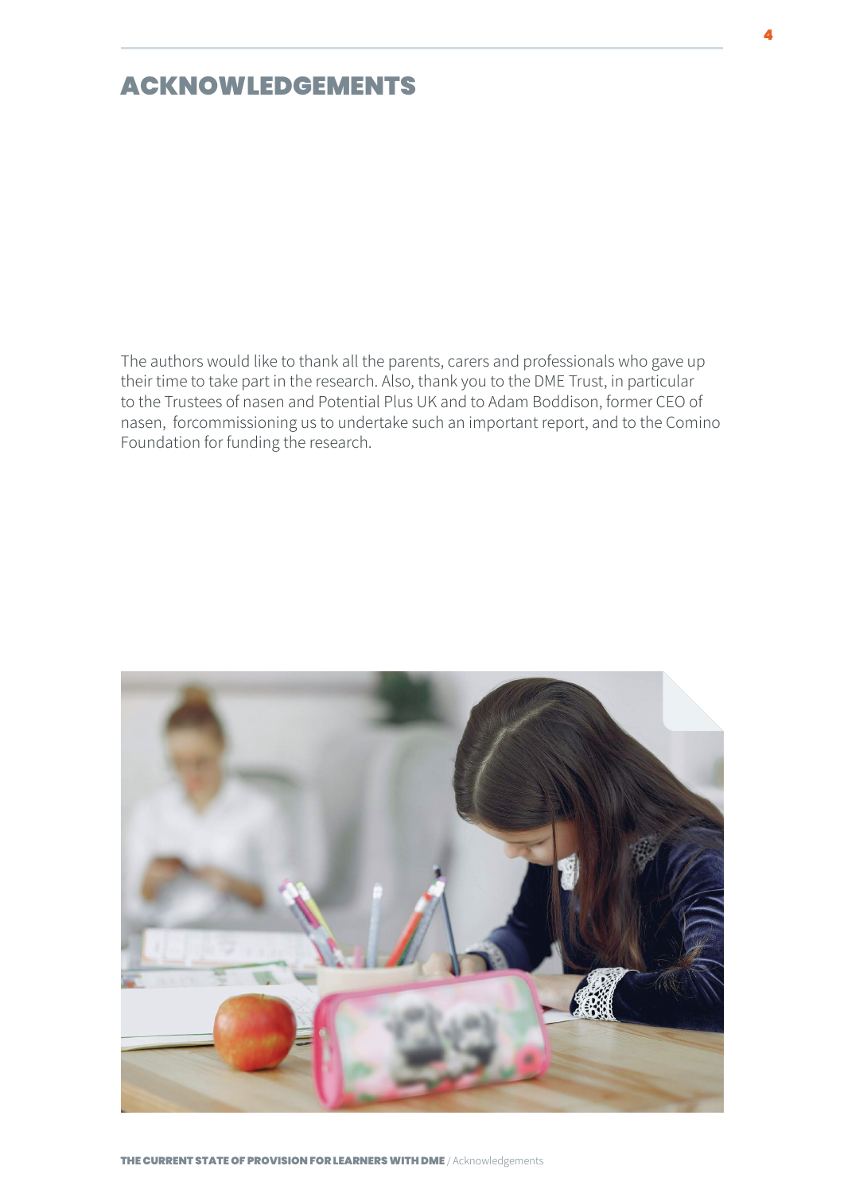# ACKNOWLEDGEMENTS

The authors would like to thank all the parents, carers and professionals who gave up their time to take part in the research. Also, thank you to the DME Trust, in particular to the Trustees of nasen and Potential Plus UK and to Adam Boddison, former CEO of nasen, forcommissioning us to undertake such an important report, and to the Comino Foundation for funding the research.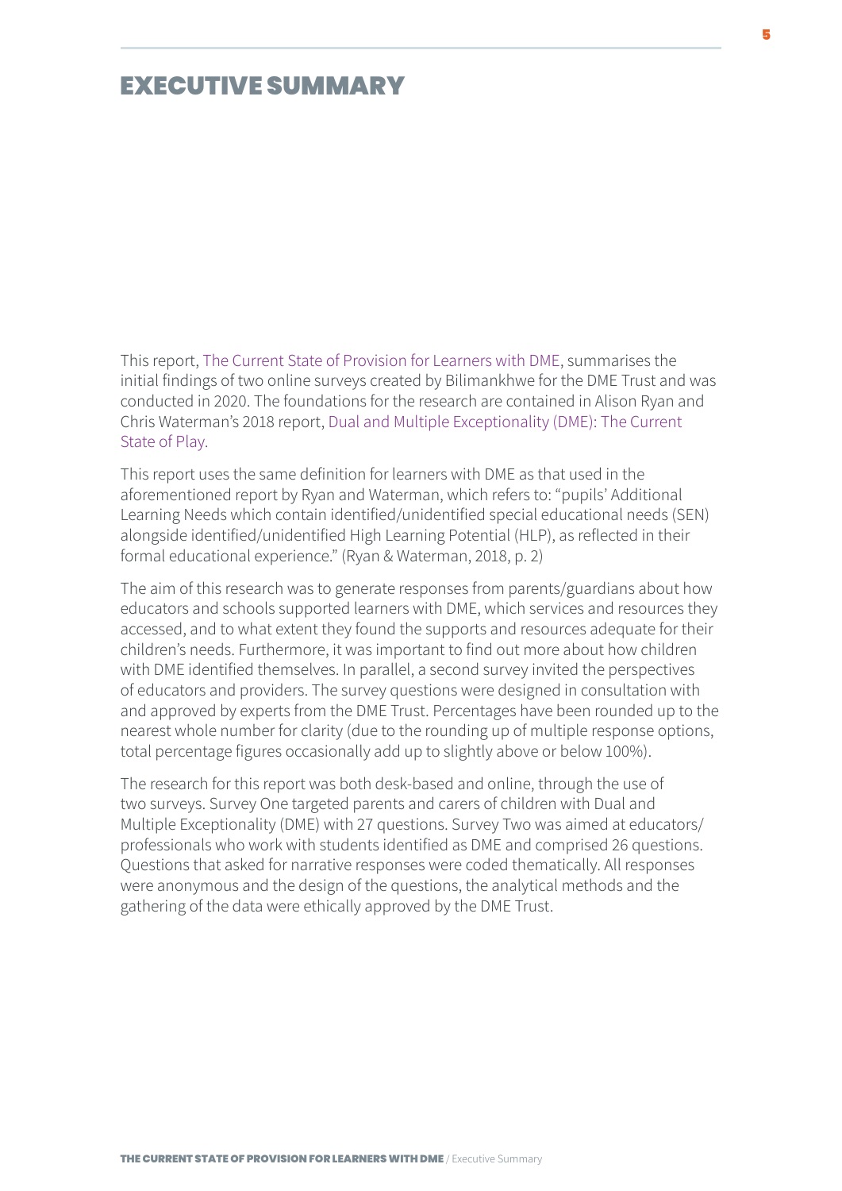# EXECUTIVE SUMMARY

This report, The Current State of Provision for Learners with DME, summarises the initial findings of two online surveys created by Bilimankhwe for the DME Trust and was conducted in 2020. The foundations for the research are contained in Alison Ryan and Chris Waterman's 2018 report, Dual and Multiple Exceptionality (DME): The Current State of Play.

This report uses the same definition for learners with DME as that used in the aforementioned report by Ryan and Waterman, which refers to: "pupils' Additional Learning Needs which contain identified/unidentified special educational needs (SEN) alongside identified/unidentified High Learning Potential (HLP), as reflected in their formal educational experience." (Ryan & Waterman, 2018, p. 2)

The aim of this research was to generate responses from parents/guardians about how educators and schools supported learners with DME, which services and resources they accessed, and to what extent they found the supports and resources adequate for their children's needs. Furthermore, it was important to find out more about how children with DME identified themselves. In parallel, a second survey invited the perspectives of educators and providers. The survey questions were designed in consultation with and approved by experts from the DME Trust. Percentages have been rounded up to the nearest whole number for clarity (due to the rounding up of multiple response options, total percentage figures occasionally add up to slightly above or below 100%).

The research for this report was both desk-based and online, through the use of two surveys. Survey One targeted parents and carers of children with Dual and Multiple Exceptionality (DME) with 27 questions. Survey Two was aimed at educators/professionals who work with students identified as DME and comprised 26 questions. Questions that asked for narrative responses were coded thematically. All responses were anonymous and the design of the questions, the analytical methods and the gathering of the data were ethically approved by the DME Trust.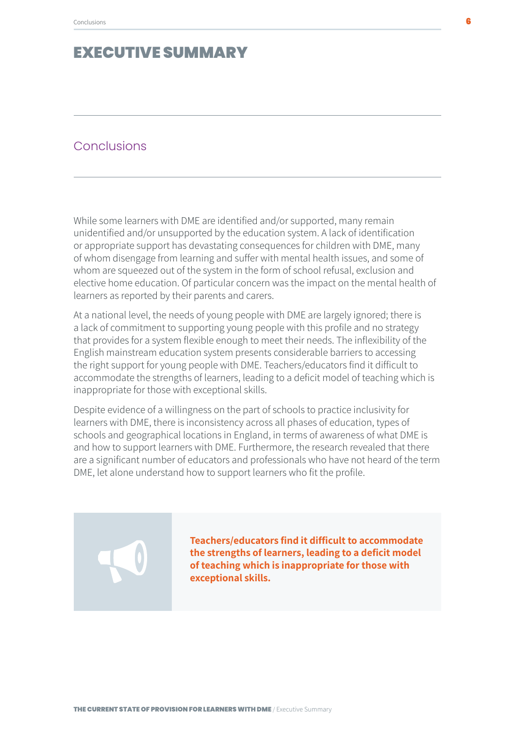# EXECUTIVE SUMMARY

## Conclusions

While some learners with DME are identified and/or supported, many remain unidentified and/or unsupported by the education system. A lack of identification or appropriate support has devastating consequences for children with DME, many of whom disengage from learning and suffer with mental health issues, and some of whom are squeezed out of the system in the form of school refusal, exclusion and elective home education. Of particular concern was the impact on the mental health of learners as reported by their parents and carers.

At a national level, the needs of young people with DME are largely ignored; there is a lack of commitment to supporting young people with this profile and no strategy that provides for a system flexible enough to meet their needs. The inflexibility of the English mainstream education system presents considerable barriers to accessing the right support for young people with DME. Teachers/educators find it difficult to accommodate the strengths of learners, leading to a deficit model of teaching which is inappropriate for those with exceptional skills.

Despite evidence of a willingness on the part of schools to practice inclusivity for learners with DME, there is inconsistency across all phases of education, types of schools and geographical locations in England, in terms of awareness of what DME is and how to support learners with DME. Furthermore, the research revealed that there are a significant number of educators and professionals who have not heard of the term DME, let alone understand how to support learners who fit the profile.

**Teachers/educators find it difficult to accommodate the strengths of learners, leading to a deficit model of teaching which is inappropriate for those with exceptional skills.**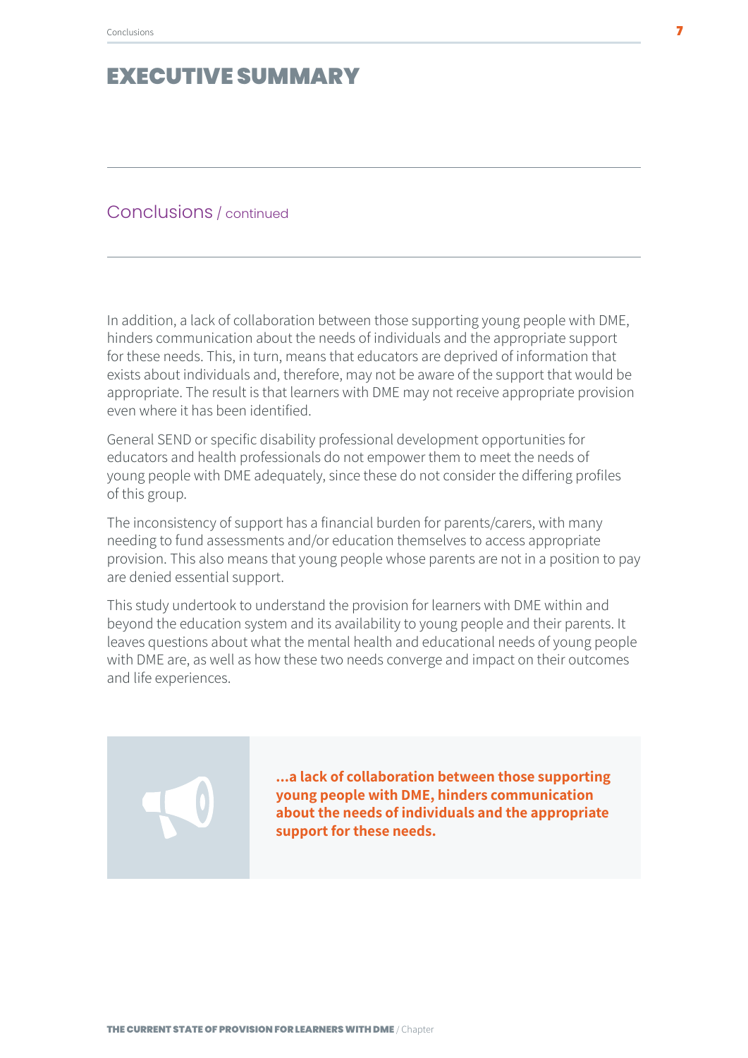# EXECUTIVE SUMMARY

## Conclusions / continued

In addition, a lack of collaboration between those supporting young people with DME, hinders communication about the needs of individuals and the appropriate support for these needs. This, in turn, means that educators are deprived of information that exists about individuals and, therefore, may not be aware of the support that would be appropriate. The result is that learners with DME may not receive appropriate provision even where it has been identified.

General SEND or specific disability professional development opportunities for educators and health professionals do not empower them to meet the needs of young people with DME adequately, since these do not consider the differing profiles of this group.

The inconsistency of support has a financial burden for parents/carers, with many needing to fund assessments and/or education themselves to access appropriate provision. This also means that young people whose parents are not in a position to pay are denied essential support.

This study undertook to understand the provision for learners with DME within and beyond the education system and its availability to young people and their parents. It leaves questions about what the mental health and educational needs of young people with DME are, as well as how these two needs converge and impact on their outcomes and life experiences.

> **...a lack of collaboration between those supporting young people with DME, hinders communication about the needs of individuals and the appropriate support for these needs.**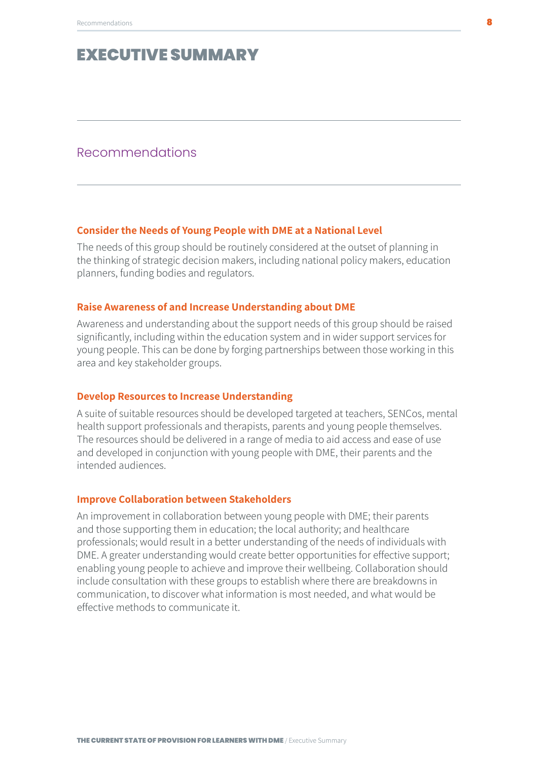# EXECUTIVE SUMMARY

## Recommendations

### Consider the Needs of Young People with DME at a National Level

The needs of this group should be routinely considered at the outset of planning in the thinking of strategic decision makers, including national policy makers, education planners, funding bodies and regulators.

### Raise Awareness of and Increase Understanding about DME

Awareness and understanding about the support needs of this group should be raised significantly, including within the education system and in wider support services for young people. This can be done by forging partnerships between those working in this area and key stakeholder groups.

### Develop Resources to Increase Understanding

A suite of suitable resources should be developed targeted at teachers, SENCos, mental health support professionals and therapists, parents and young people themselves. The resources should be delivered in a range of media to aid access and ease of use and developed in conjunction with young people with DME, their parents and the intended audiences.

### Improve Collaboration between Stakeholders

An improvement in collaboration between young people with DME; their parents and those supporting them in education; the local authority; and healthcare professionals; would result in a better understanding of the needs of individuals with DME. A greater understanding would create better opportunities for effective support; enabling young people to achieve and improve their wellbeing. Collaboration should include consultation with these groups to establish where there are breakdowns in communication, to discover what information is most needed, and what would be effective methods to communicate it.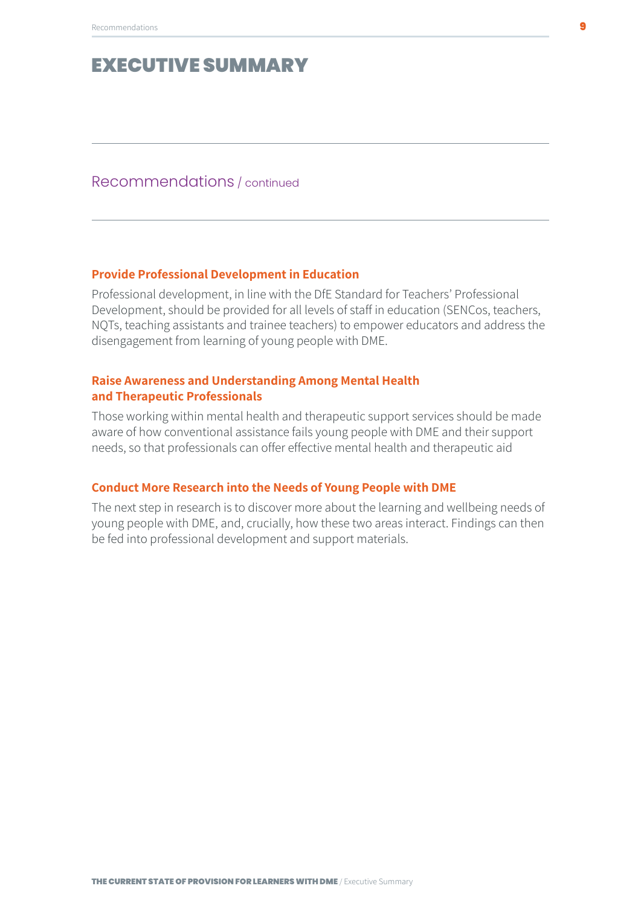# EXECUTIVE SUMMARY

## Recommendations / continued

### Provide Professional Development in Education

Professional development, in line with the DfE Standard for Teachers' Professional Development, should be provided for all levels of staff in education (SENCos, teachers, NQTs, teaching assistants and trainee teachers) to empower educators and address the disengagement from learning of young people with DME.

### Raise Awareness and Understanding Among Mental Health and Therapeutic Professionals

Those working within mental health and therapeutic support services should be made aware of how conventional assistance fails young people with DME and their support needs, so that professionals can offer effective mental health and therapeutic aid

### Conduct More Research into the Needs of Young People with DME

The next step in research is to discover more about the learning and wellbeing needs of young people with DME, and, crucially, how these two areas interact. Findings can then be fed into professional development and support materials.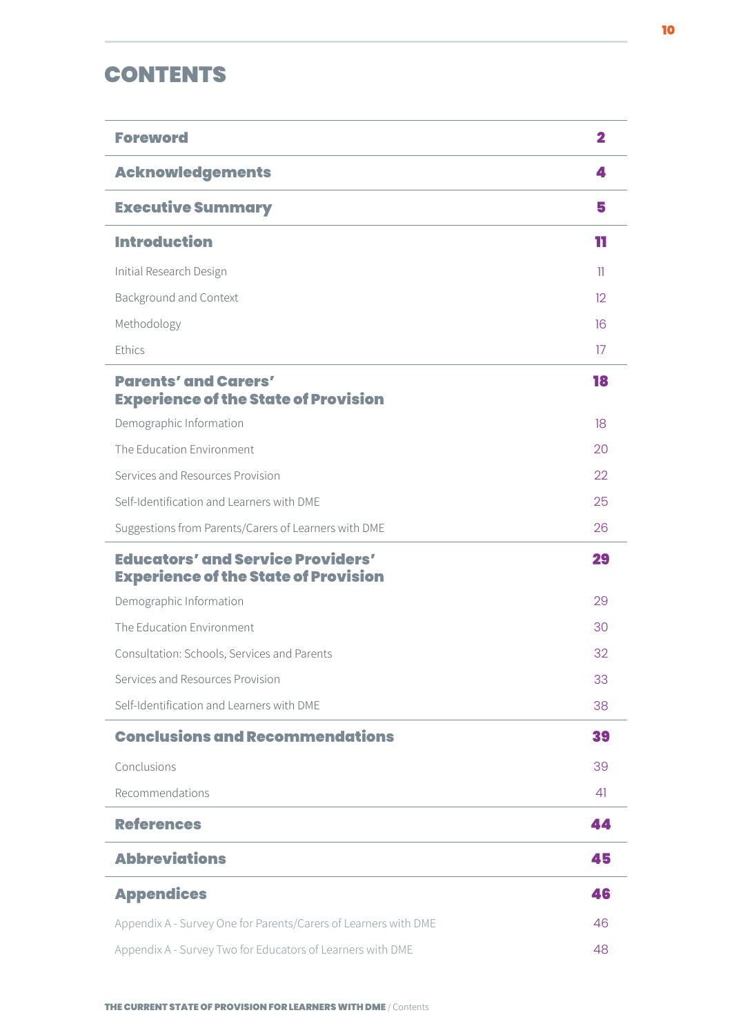# CONTENTS

| | |
|---|---|
| **Foreword** | **2** |
| **Acknowledgements** | **4** |
| **Executive Summary** | **5** |
| **Introduction** | **11** |
| Initial Research Design | 11 |
| Background and Context | 12 |
| Methodology | 16 |
| Ethics | 17 |
| **Parents' and Carers' Experience of the State of Provision** | **18** |
| Demographic Information | 18 |
| The Education Environment | 20 |
| Services and Resources Provision | 22 |
| Self-Identification and Learners with DME | 25 |
| Suggestions from Parents/Carers of Learners with DME | 26 |
| **Educators' and Service Providers' Experience of the State of Provision** | **29** |
| Demographic Information | 29 |
| The Education Environment | 30 |
| Consultation: Schools, Services and Parents | 32 |
| Services and Resources Provision | 33 |
| Self-Identification and Learners with DME | 38 |
| **Conclusions and Recommendations** | **39** |
| Conclusions | 39 |
| Recommendations | 41 |
| **References** | **44** |
| **Abbreviations** | **45** |
| **Appendices** | **46** |
| Appendix A - Survey One for Parents/Carers of Learners with DME | 46 |
| Appendix A - Survey Two for Educators of Learners with DME | 48 |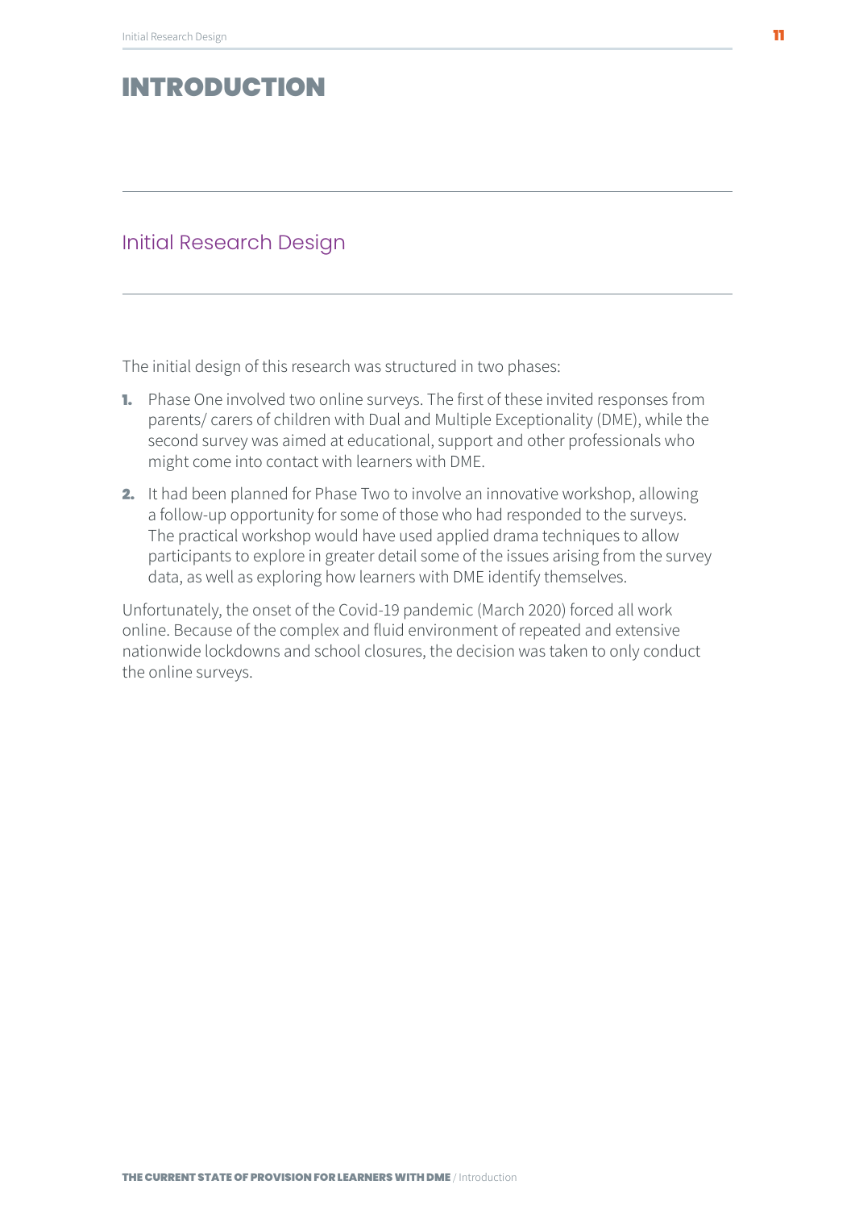# INTRODUCTION

## Initial Research Design

The initial design of this research was structured in two phases:

1. Phase One involved two online surveys. The first of these invited responses from parents/ carers of children with Dual and Multiple Exceptionality (DME), while the second survey was aimed at educational, support and other professionals who might come into contact with learners with DME.
2. It had been planned for Phase Two to involve an innovative workshop, allowing a follow-up opportunity for some of those who had responded to the surveys. The practical workshop would have used applied drama techniques to allow participants to explore in greater detail some of the issues arising from the survey data, as well as exploring how learners with DME identify themselves.

Unfortunately, the onset of the Covid-19 pandemic (March 2020) forced all work online. Because of the complex and fluid environment of repeated and extensive nationwide lockdowns and school closures, the decision was taken to only conduct the online surveys.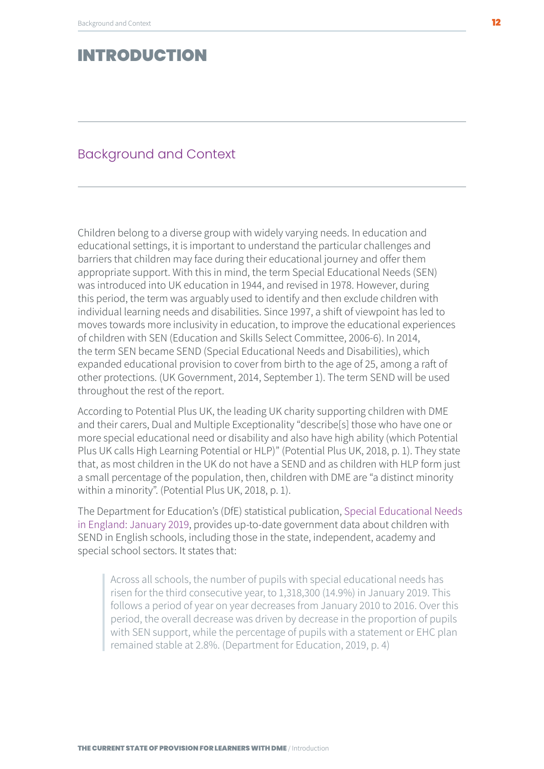# INTRODUCTION

## Background and Context

Children belong to a diverse group with widely varying needs. In education and educational settings, it is important to understand the particular challenges and barriers that children may face during their educational journey and offer them appropriate support. With this in mind, the term Special Educational Needs (SEN) was introduced into UK education in 1944, and revised in 1978. However, during this period, the term was arguably used to identify and then exclude children with individual learning needs and disabilities. Since 1997, a shift of viewpoint has led to moves towards more inclusivity in education, to improve the educational experiences of children with SEN (Education and Skills Select Committee, 2006-6). In 2014, the term SEN became SEND (Special Educational Needs and Disabilities), which expanded educational provision to cover from birth to the age of 25, among a raft of other protections. (UK Government, 2014, September 1). The term SEND will be used throughout the rest of the report.

According to Potential Plus UK, the leading UK charity supporting children with DME and their carers, Dual and Multiple Exceptionality "describe[s] those who have one or more special educational need or disability and also have high ability (which Potential Plus UK calls High Learning Potential or HLP)" (Potential Plus UK, 2018, p. 1). They state that, as most children in the UK do not have a SEND and as children with HLP form just a small percentage of the population, then, children with DME are "a distinct minority within a minority". (Potential Plus UK, 2018, p. 1).

The Department for Education's (DfE) statistical publication, Special Educational Needs in England: January 2019, provides up-to-date government data about children with SEND in English schools, including those in the state, independent, academy and special school sectors. It states that:

> Across all schools, the number of pupils with special educational needs has risen for the third consecutive year, to 1,318,300 (14.9%) in January 2019. This follows a period of year on year decreases from January 2010 to 2016. Over this period, the overall decrease was driven by decrease in the proportion of pupils with SEN support, while the percentage of pupils with a statement or EHC plan remained stable at 2.8%. (Department for Education, 2019, p. 4)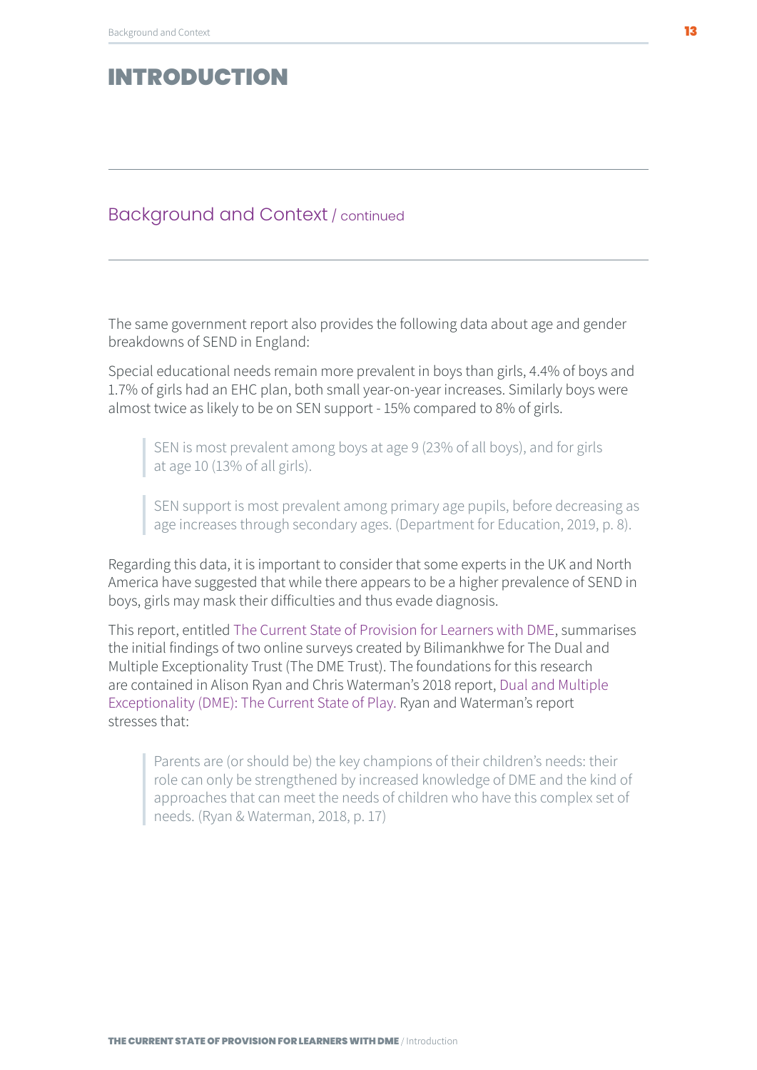# INTRODUCTION

## Background and Context / continued

The same government report also provides the following data about age and gender breakdowns of SEND in England:

Special educational needs remain more prevalent in boys than girls, 4.4% of boys and 1.7% of girls had an EHC plan, both small year-on-year increases. Similarly boys were almost twice as likely to be on SEN support - 15% compared to 8% of girls.

> SEN is most prevalent among boys at age 9 (23% of all boys), and for girls at age 10 (13% of all girls).

> SEN support is most prevalent among primary age pupils, before decreasing as age increases through secondary ages. (Department for Education, 2019, p. 8).

Regarding this data, it is important to consider that some experts in the UK and North America have suggested that while there appears to be a higher prevalence of SEND in boys, girls may mask their difficulties and thus evade diagnosis.

This report, entitled The Current State of Provision for Learners with DME, summarises the initial findings of two online surveys created by Bilimankhwe for The Dual and Multiple Exceptionality Trust (The DME Trust). The foundations for this research are contained in Alison Ryan and Chris Waterman's 2018 report, Dual and Multiple Exceptionality (DME): The Current State of Play. Ryan and Waterman's report stresses that:

> Parents are (or should be) the key champions of their children's needs: their role can only be strengthened by increased knowledge of DME and the kind of approaches that can meet the needs of children who have this complex set of needs. (Ryan & Waterman, 2018, p. 17)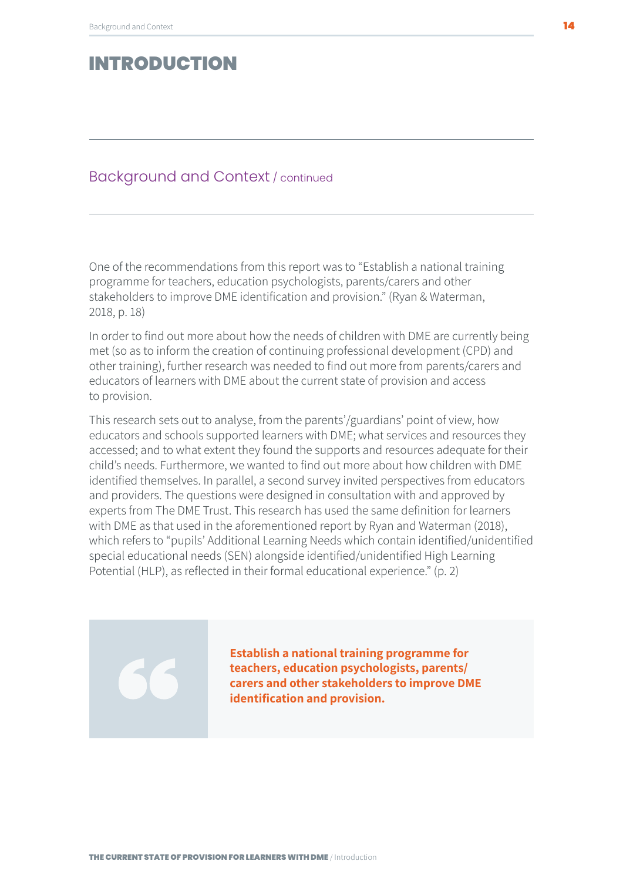# INTRODUCTION

## Background and Context / continued

One of the recommendations from this report was to "Establish a national training programme for teachers, education psychologists, parents/carers and other stakeholders to improve DME identification and provision." (Ryan & Waterman, 2018, p. 18)

In order to find out more about how the needs of children with DME are currently being met (so as to inform the creation of continuing professional development (CPD) and other training), further research was needed to find out more from parents/carers and educators of learners with DME about the current state of provision and access to provision.

This research sets out to analyse, from the parents'/guardians' point of view, how educators and schools supported learners with DME; what services and resources they accessed; and to what extent they found the supports and resources adequate for their child's needs. Furthermore, we wanted to find out more about how children with DME identified themselves. In parallel, a second survey invited perspectives from educators and providers. The questions were designed in consultation with and approved by experts from The DME Trust. This research has used the same definition for learners with DME as that used in the aforementioned report by Ryan and Waterman (2018), which refers to "pupils' Additional Learning Needs which contain identified/unidentified special educational needs (SEN) alongside identified/unidentified High Learning Potential (HLP), as reflected in their formal educational experience." (p. 2)

> **Establish a national training programme for teachers, education psychologists, parents/carers and other stakeholders to improve DME identification and provision.**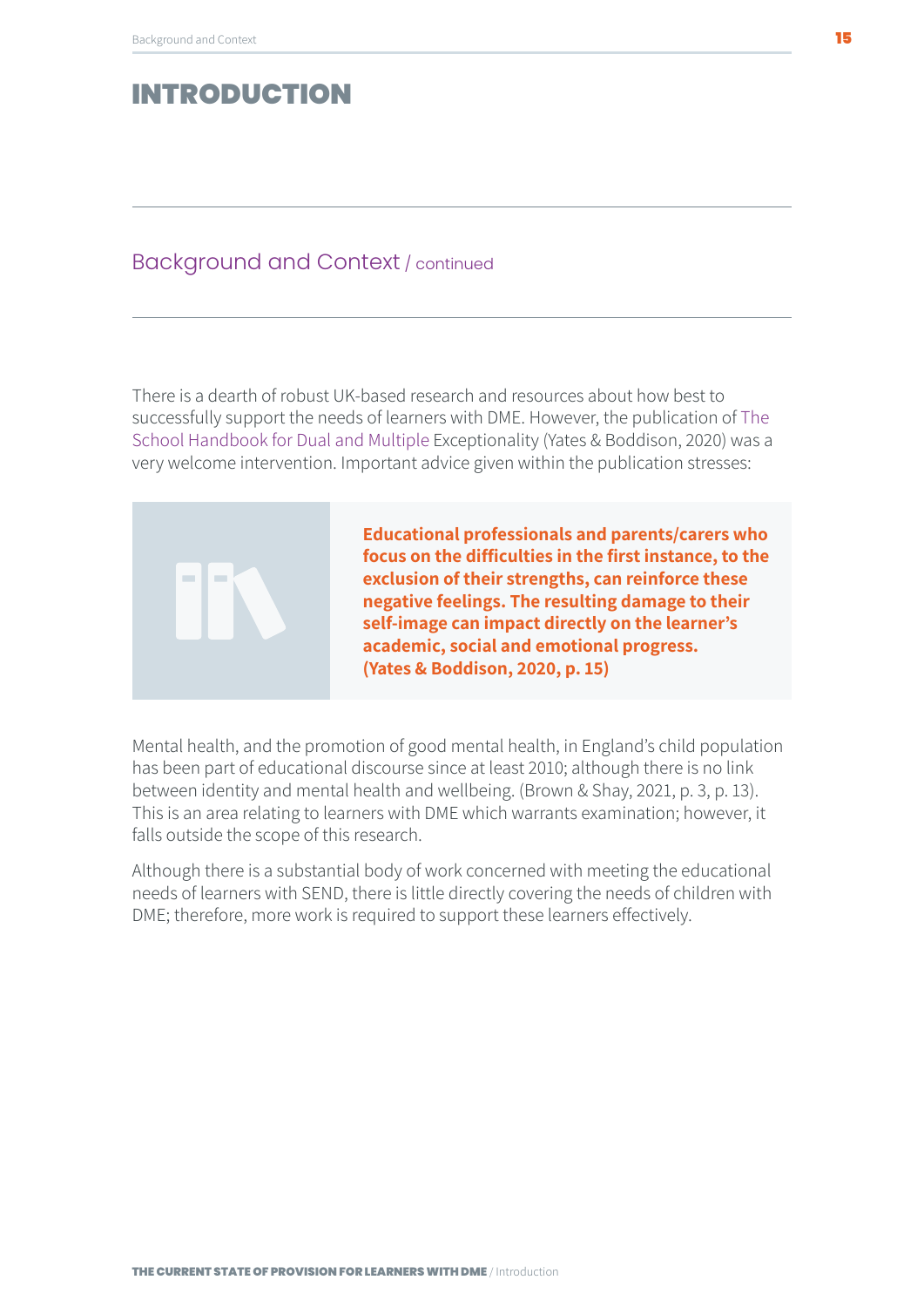# INTRODUCTION

## Background and Context / continued

There is a dearth of robust UK-based research and resources about how best to successfully support the needs of learners with DME. However, the publication of The School Handbook for Dual and Multiple Exceptionality (Yates & Boddison, 2020) was a very welcome intervention. Important advice given within the publication stresses:

> **Educational professionals and parents/carers who focus on the difficulties in the first instance, to the exclusion of their strengths, can reinforce these negative feelings. The resulting damage to their self-image can impact directly on the learner's academic, social and emotional progress. (Yates & Boddison, 2020, p. 15)**

Mental health, and the promotion of good mental health, in England's child population has been part of educational discourse since at least 2010; although there is no link between identity and mental health and wellbeing. (Brown & Shay, 2021, p. 3, p. 13). This is an area relating to learners with DME which warrants examination; however, it falls outside the scope of this research.

Although there is a substantial body of work concerned with meeting the educational needs of learners with SEND, there is little directly covering the needs of children with DME; therefore, more work is required to support these learners effectively.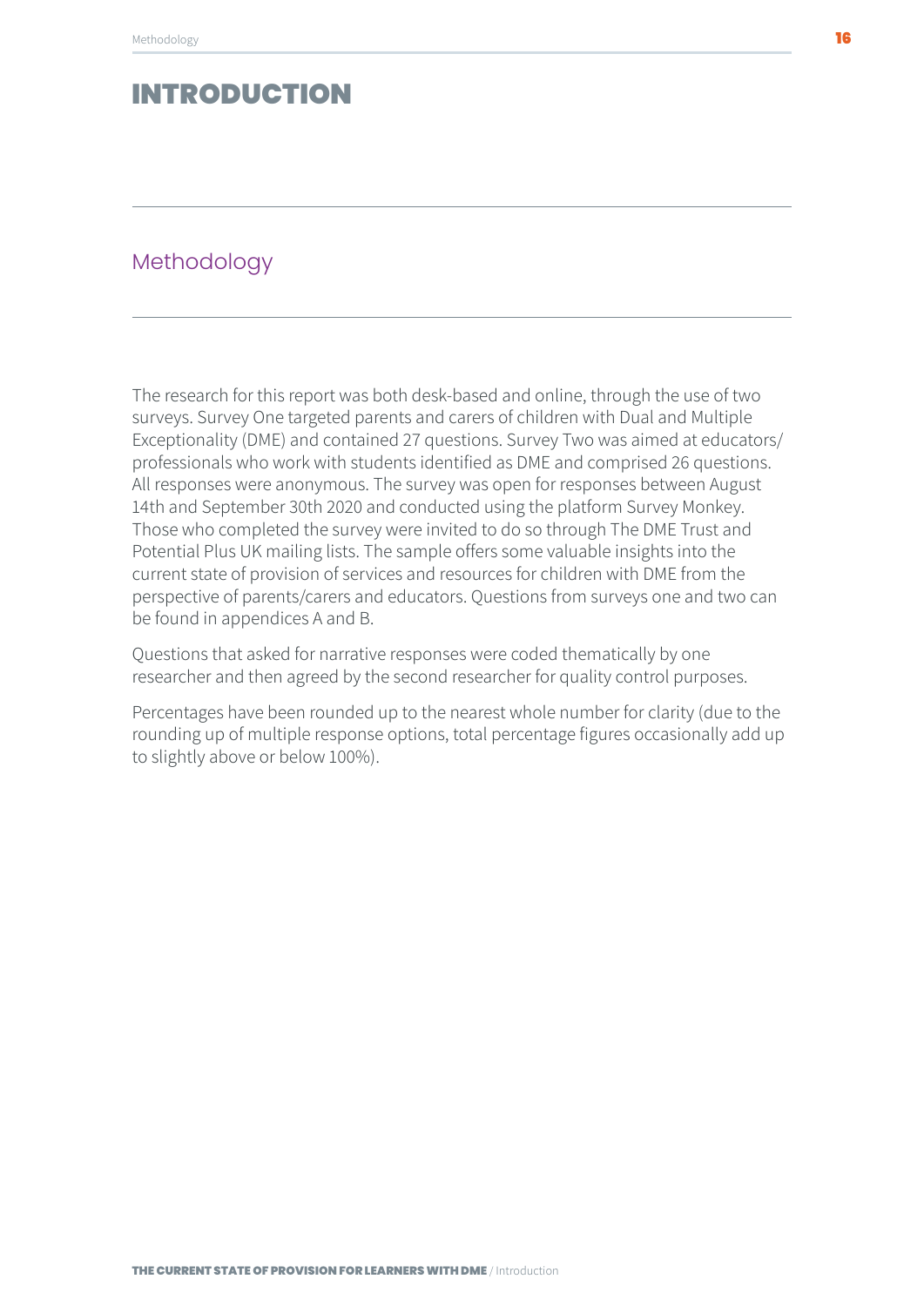# INTRODUCTION

## Methodology

The research for this report was both desk-based and online, through the use of two surveys. Survey One targeted parents and carers of children with Dual and Multiple Exceptionality (DME) and contained 27 questions. Survey Two was aimed at educators/ professionals who work with students identified as DME and comprised 26 questions. All responses were anonymous. The survey was open for responses between August 14th and September 30th 2020 and conducted using the platform Survey Monkey. Those who completed the survey were invited to do so through The DME Trust and Potential Plus UK mailing lists. The sample offers some valuable insights into the current state of provision of services and resources for children with DME from the perspective of parents/carers and educators. Questions from surveys one and two can be found in appendices A and B.

Questions that asked for narrative responses were coded thematically by one researcher and then agreed by the second researcher for quality control purposes.

Percentages have been rounded up to the nearest whole number for clarity (due to the rounding up of multiple response options, total percentage figures occasionally add up to slightly above or below 100%).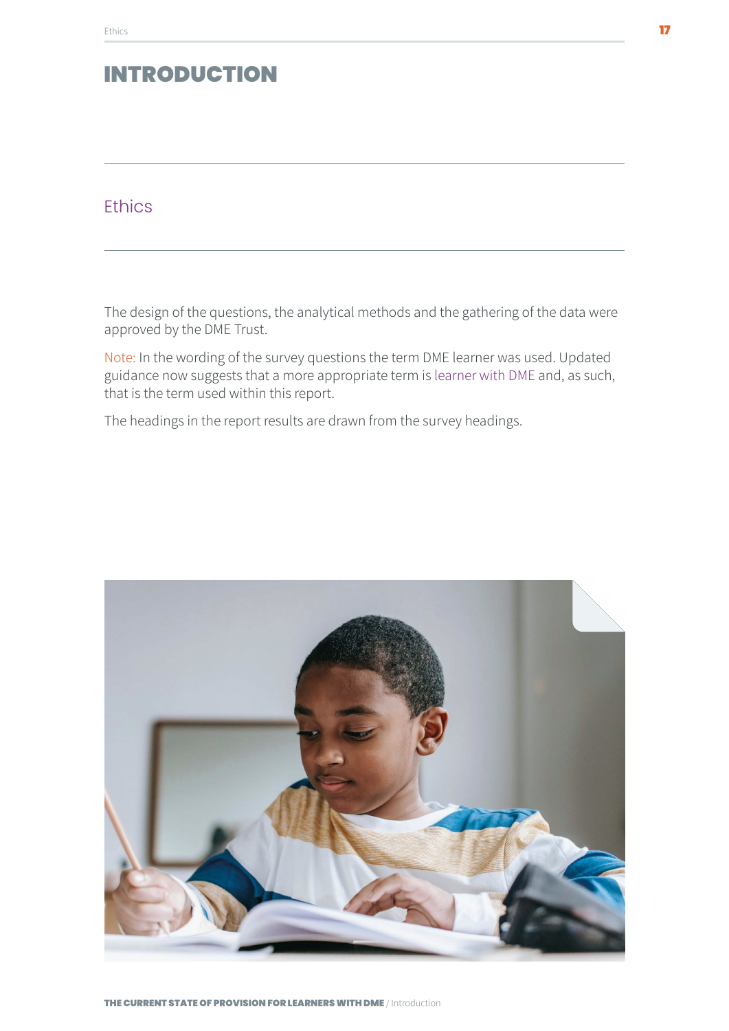# INTRODUCTION

## Ethics

The design of the questions, the analytical methods and the gathering of the data were approved by the DME Trust.

Note: In the wording of the survey questions the term DME learner was used. Updated guidance now suggests that a more appropriate term is learner with DME and, as such, that is the term used within this report.

The headings in the report results are drawn from the survey headings.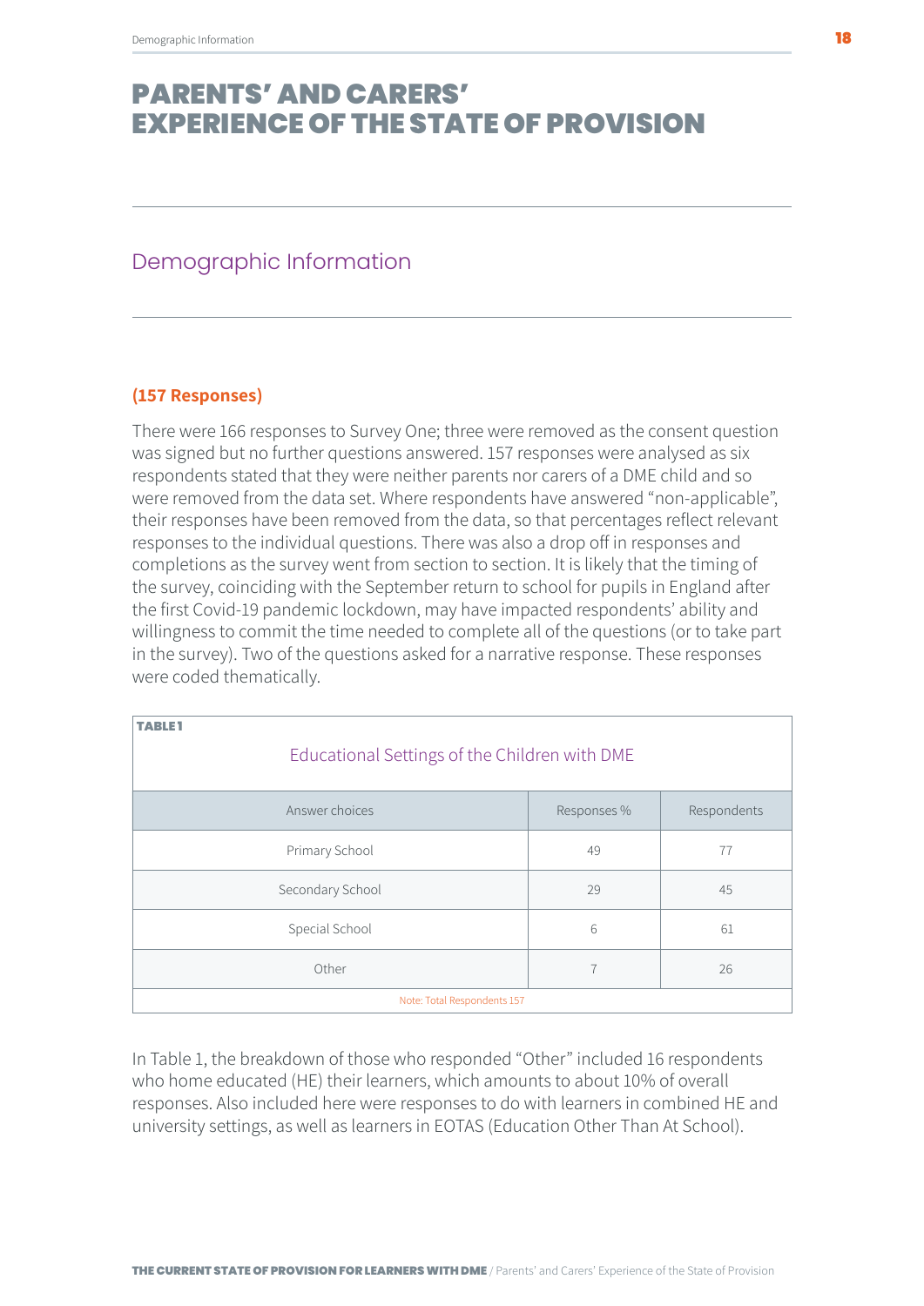# PARENTS' AND CARERS' EXPERIENCE OF THE STATE OF PROVISION

## Demographic Information

**(157 Responses)**

There were 166 responses to Survey One; three were removed as the consent question was signed but no further questions answered. 157 responses were analysed as six respondents stated that they were neither parents nor carers of a DME child and so were removed from the data set. Where respondents have answered "non-applicable", their responses have been removed from the data, so that percentages reflect relevant responses to the individual questions. There was also a drop off in responses and completions as the survey went from section to section. It is likely that the timing of the survey, coinciding with the September return to school for pupils in England after the first Covid-19 pandemic lockdown, may have impacted respondents' ability and willingness to commit the time needed to complete all of the questions (or to take part in the survey). Two of the questions asked for a narrative response. These responses were coded thematically.

**TABLE 1**

Educational Settings of the Children with DME

| Answer choices | Responses % | Respondents |
|---|---|---|
| Primary School | 49 | 77 |
| Secondary School | 29 | 45 |
| Special School | 6 | 61 |
| Other | 7 | 26 |

Note: Total Respondents 157

In Table 1, the breakdown of those who responded "Other" included 16 respondents who home educated (HE) their learners, which amounts to about 10% of overall responses. Also included here were responses to do with learners in combined HE and university settings, as well as learners in EOTAS (Education Other Than At School).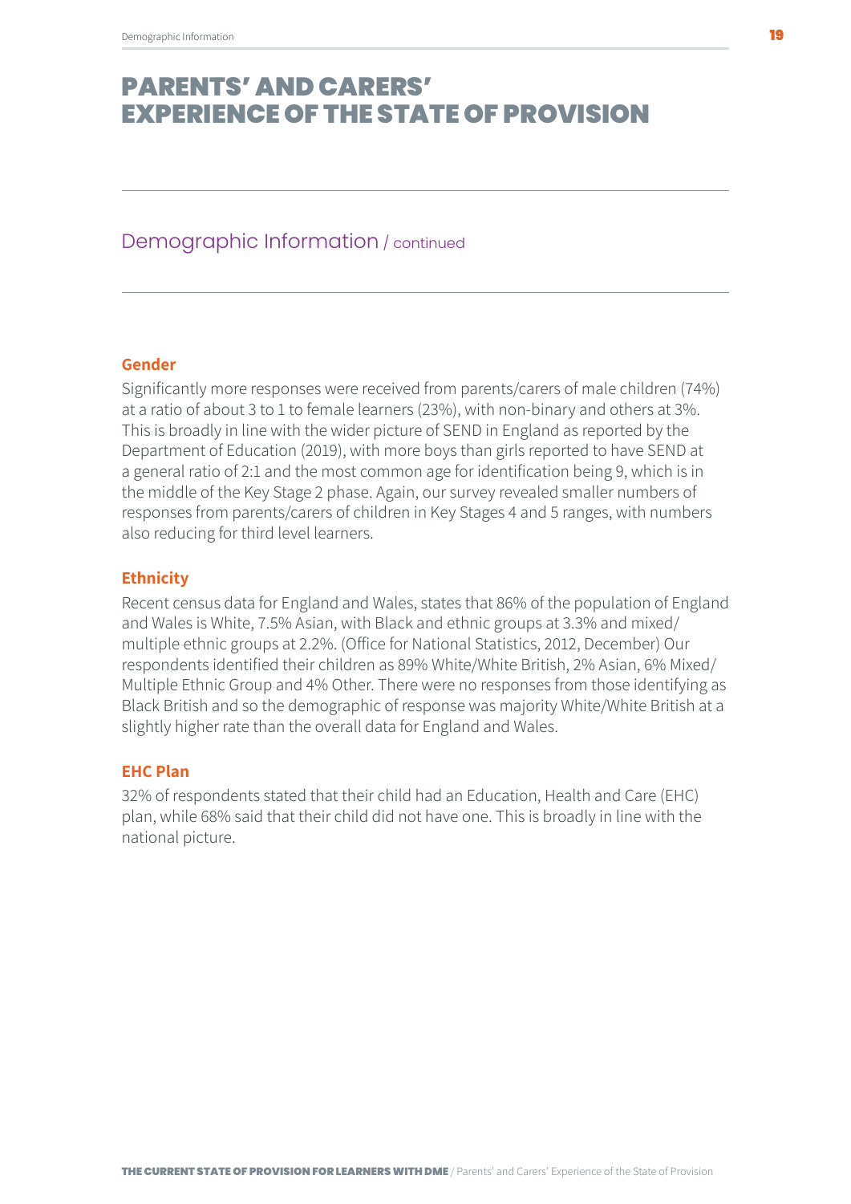# PARENTS' AND CARERS' EXPERIENCE OF THE STATE OF PROVISION

## Demographic Information / continued

### Gender

Significantly more responses were received from parents/carers of male children (74%) at a ratio of about 3 to 1 to female learners (23%), with non-binary and others at 3%. This is broadly in line with the wider picture of SEND in England as reported by the Department of Education (2019), with more boys than girls reported to have SEND at a general ratio of 2:1 and the most common age for identification being 9, which is in the middle of the Key Stage 2 phase. Again, our survey revealed smaller numbers of responses from parents/carers of children in Key Stages 4 and 5 ranges, with numbers also reducing for third level learners.

### Ethnicity

Recent census data for England and Wales, states that 86% of the population of England and Wales is White, 7.5% Asian, with Black and ethnic groups at 3.3% and mixed/multiple ethnic groups at 2.2%. (Office for National Statistics, 2012, December) Our respondents identified their children as 89% White/White British, 2% Asian, 6% Mixed/Multiple Ethnic Group and 4% Other. There were no responses from those identifying as Black British and so the demographic of response was majority White/White British at a slightly higher rate than the overall data for England and Wales.

### EHC Plan

32% of respondents stated that their child had an Education, Health and Care (EHC) plan, while 68% said that their child did not have one. This is broadly in line with the national picture.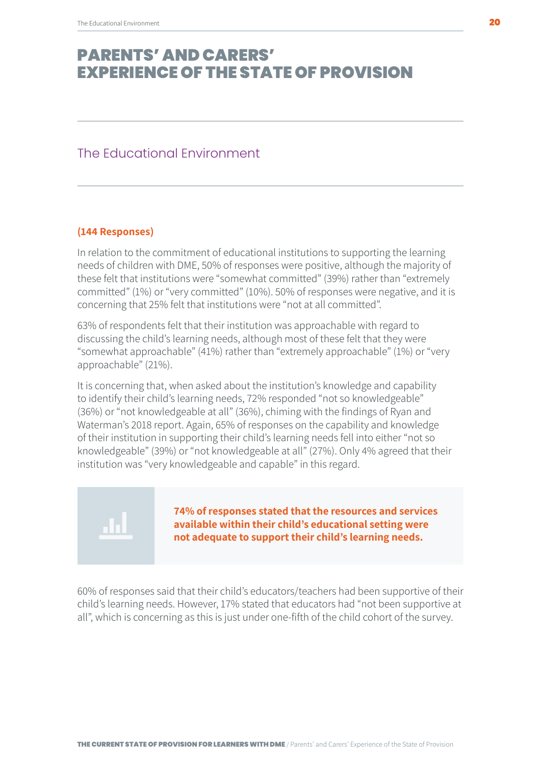# PARENTS' AND CARERS' EXPERIENCE OF THE STATE OF PROVISION

## The Educational Environment

**(144 Responses)**

In relation to the commitment of educational institutions to supporting the learning needs of children with DME, 50% of responses were positive, although the majority of these felt that institutions were "somewhat committed" (39%) rather than "extremely committed" (1%) or "very committed" (10%). 50% of responses were negative, and it is concerning that 25% felt that institutions were "not at all committed".

63% of respondents felt that their institution was approachable with regard to discussing the child's learning needs, although most of these felt that they were "somewhat approachable" (41%) rather than "extremely approachable" (1%) or "very approachable" (21%).

It is concerning that, when asked about the institution's knowledge and capability to identify their child's learning needs, 72% responded "not so knowledgeable" (36%) or "not knowledgeable at all" (36%), chiming with the findings of Ryan and Waterman's 2018 report. Again, 65% of responses on the capability and knowledge of their institution in supporting their child's learning needs fell into either "not so knowledgeable" (39%) or "not knowledgeable at all" (27%). Only 4% agreed that their institution was "very knowledgeable and capable" in this regard.

**74% of responses stated that the resources and services available within their child's educational setting were not adequate to support their child's learning needs.**

60% of responses said that their child's educators/teachers had been supportive of their child's learning needs. However, 17% stated that educators had "not been supportive at all", which is concerning as this is just under one-fifth of the child cohort of the survey.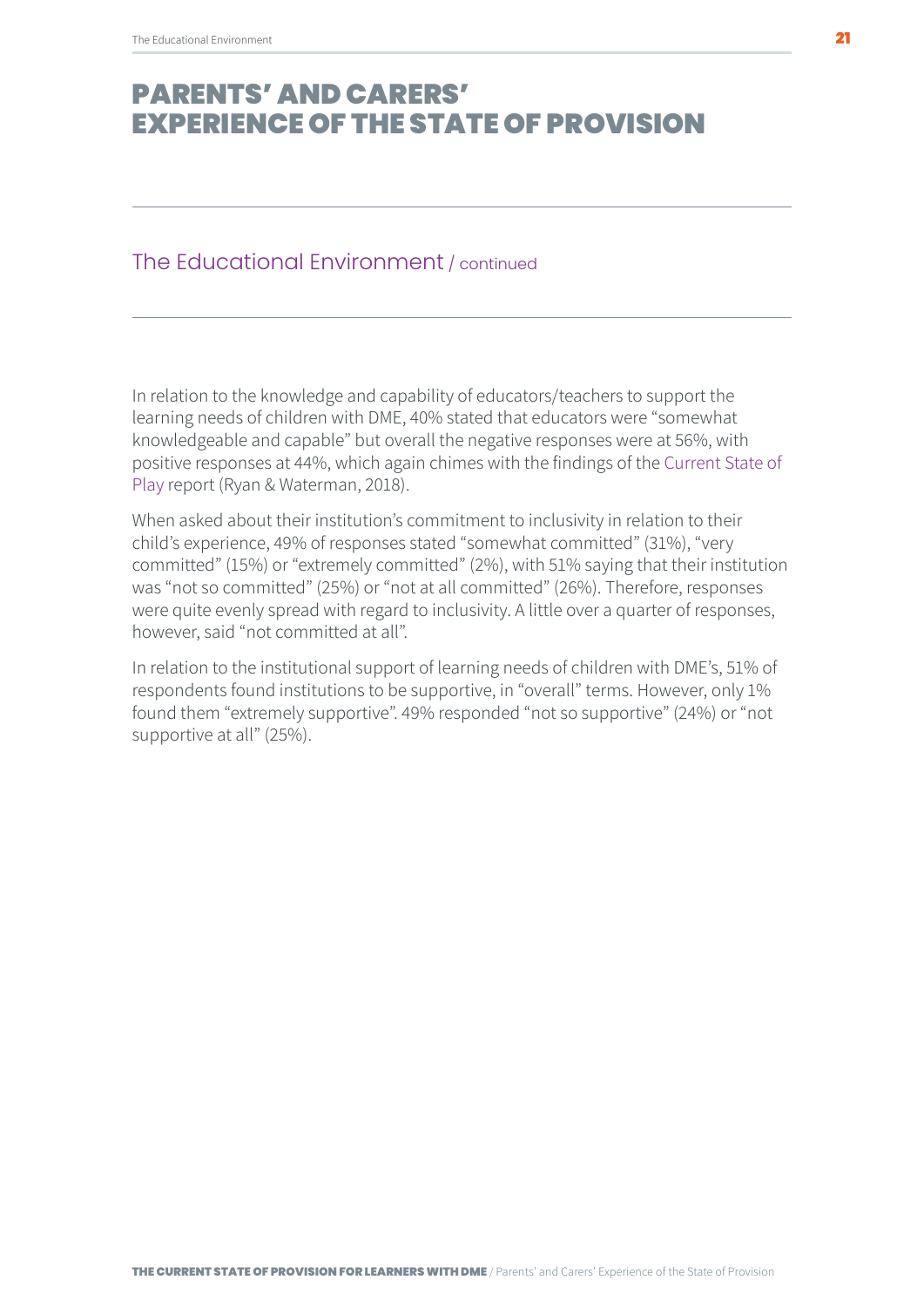# PARENTS' AND CARERS' EXPERIENCE OF THE STATE OF PROVISION

## The Educational Environment / continued

In relation to the knowledge and capability of educators/teachers to support the learning needs of children with DME, 40% stated that educators were "somewhat knowledgeable and capable" but overall the negative responses were at 56%, with positive responses at 44%, which again chimes with the findings of the Current State of Play report (Ryan & Waterman, 2018).

When asked about their institution's commitment to inclusivity in relation to their child's experience, 49% of responses stated "somewhat committed" (31%), "very committed" (15%) or "extremely committed" (2%), with 51% saying that their institution was "not so committed" (25%) or "not at all committed" (26%). Therefore, responses were quite evenly spread with regard to inclusivity. A little over a quarter of responses, however, said "not committed at all".

In relation to the institutional support of learning needs of children with DME's, 51% of respondents found institutions to be supportive, in "overall" terms. However, only 1% found them "extremely supportive". 49% responded "not so supportive" (24%) or "not supportive at all" (25%).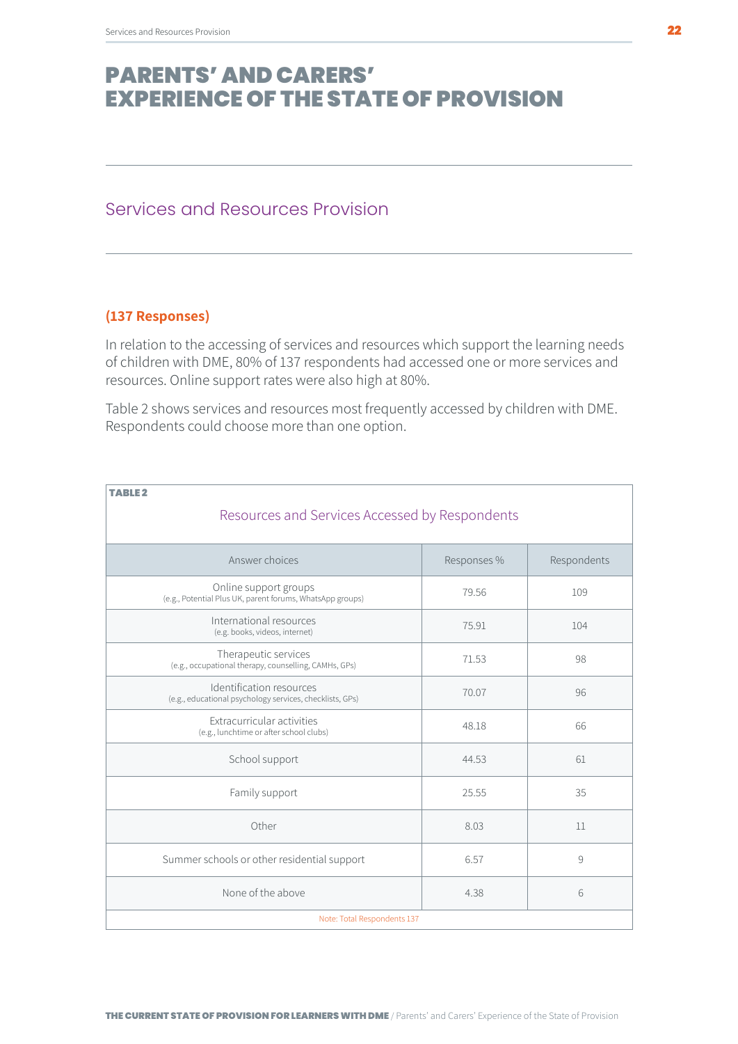# PARENTS' AND CARERS' EXPERIENCE OF THE STATE OF PROVISION

## Services and Resources Provision

**(137 Responses)**

In relation to the accessing of services and resources which support the learning needs of children with DME, 80% of 137 respondents had accessed one or more services and resources. Online support rates were also high at 80%.

Table 2 shows services and resources most frequently accessed by children with DME. Respondents could choose more than one option.

**TABLE 2**

Resources and Services Accessed by Respondents

| Answer choices | Responses % | Respondents |
|---|---|---|
| Online support groups (e.g., Potential Plus UK, parent forums, WhatsApp groups) | 79.56 | 109 |
| International resources (e.g. books, videos, internet) | 75.91 | 104 |
| Therapeutic services (e.g., occupational therapy, counselling, CAMHs, GPs) | 71.53 | 98 |
| Identification resources (e.g., educational psychology services, checklists, GPs) | 70.07 | 96 |
| Extracurricular activities (e.g., lunchtime or after school clubs) | 48.18 | 66 |
| School support | 44.53 | 61 |
| Family support | 25.55 | 35 |
| Other | 8.03 | 11 |
| Summer schools or other residential support | 6.57 | 9 |
| None of the above | 4.38 | 6 |

Note: Total Respondents 137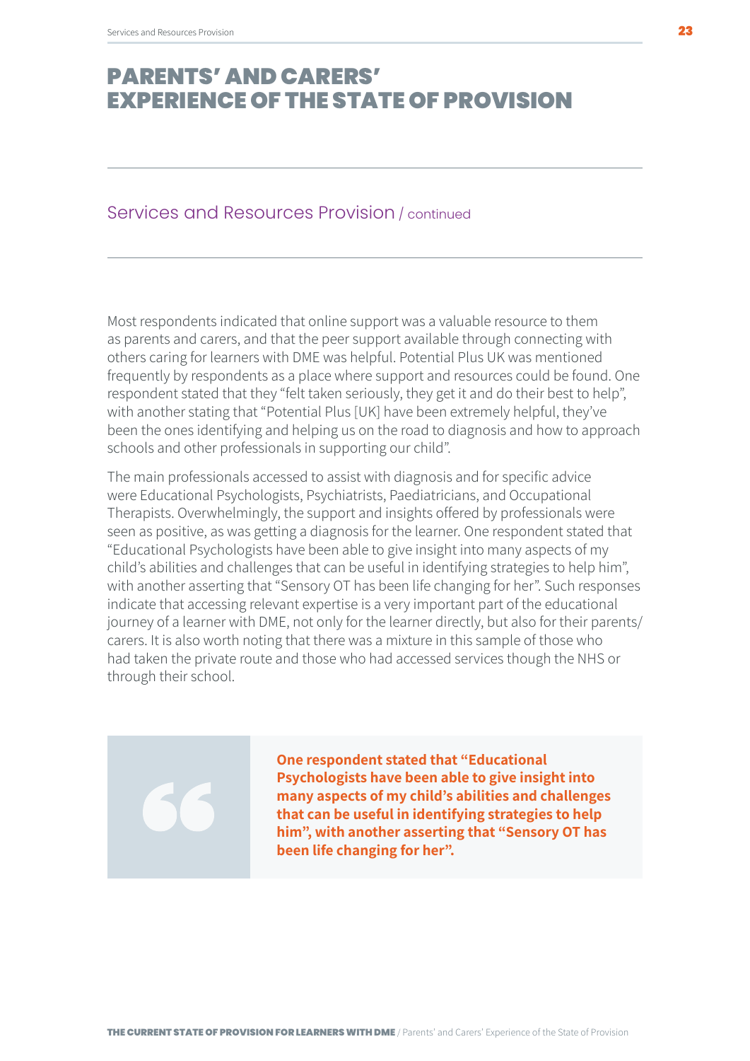# PARENTS' AND CARERS' EXPERIENCE OF THE STATE OF PROVISION

## Services and Resources Provision / continued

Most respondents indicated that online support was a valuable resource to them as parents and carers, and that the peer support available through connecting with others caring for learners with DME was helpful. Potential Plus UK was mentioned frequently by respondents as a place where support and resources could be found. One respondent stated that they "felt taken seriously, they get it and do their best to help", with another stating that "Potential Plus [UK] have been extremely helpful, they've been the ones identifying and helping us on the road to diagnosis and how to approach schools and other professionals in supporting our child".

The main professionals accessed to assist with diagnosis and for specific advice were Educational Psychologists, Psychiatrists, Paediatricians, and Occupational Therapists. Overwhelmingly, the support and insights offered by professionals were seen as positive, as was getting a diagnosis for the learner. One respondent stated that "Educational Psychologists have been able to give insight into many aspects of my child's abilities and challenges that can be useful in identifying strategies to help him", with another asserting that "Sensory OT has been life changing for her". Such responses indicate that accessing relevant expertise is a very important part of the educational journey of a learner with DME, not only for the learner directly, but also for their parents/carers. It is also worth noting that there was a mixture in this sample of those who had taken the private route and those who had accessed services though the NHS or through their school.

> **One respondent stated that "Educational Psychologists have been able to give insight into many aspects of my child's abilities and challenges that can be useful in identifying strategies to help him", with another asserting that "Sensory OT has been life changing for her".**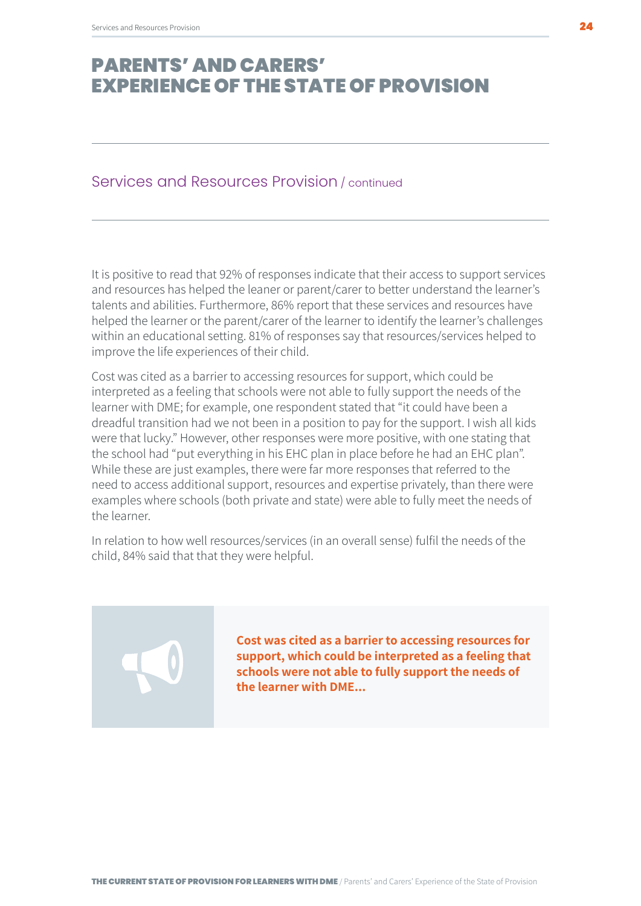# PARENTS' AND CARERS' EXPERIENCE OF THE STATE OF PROVISION

## Services and Resources Provision / continued

It is positive to read that 92% of responses indicate that their access to support services and resources has helped the leaner or parent/carer to better understand the learner's talents and abilities. Furthermore, 86% report that these services and resources have helped the learner or the parent/carer of the learner to identify the learner's challenges within an educational setting. 81% of responses say that resources/services helped to improve the life experiences of their child.

Cost was cited as a barrier to accessing resources for support, which could be interpreted as a feeling that schools were not able to fully support the needs of the learner with DME; for example, one respondent stated that "it could have been a dreadful transition had we not been in a position to pay for the support. I wish all kids were that lucky." However, other responses were more positive, with one stating that the school had "put everything in his EHC plan in place before he had an EHC plan". While these are just examples, there were far more responses that referred to the need to access additional support, resources and expertise privately, than there were examples where schools (both private and state) were able to fully meet the needs of the learner.

In relation to how well resources/services (in an overall sense) fulfil the needs of the child, 84% said that that they were helpful.

**Cost was cited as a barrier to accessing resources for support, which could be interpreted as a feeling that schools were not able to fully support the needs of the learner with DME...**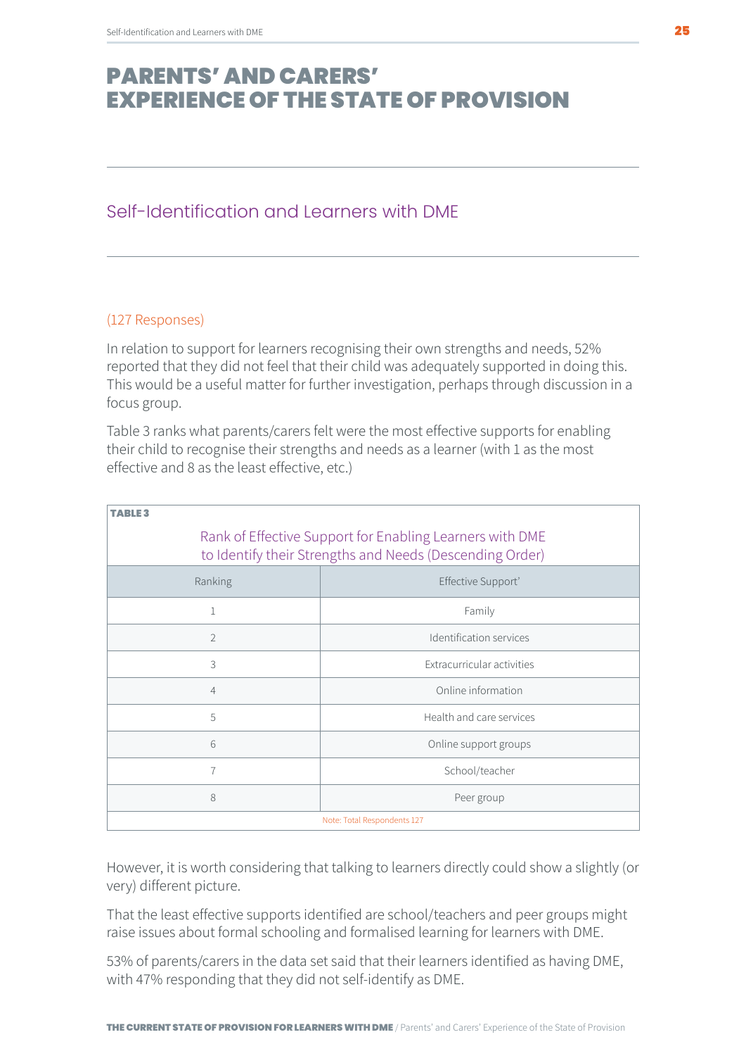# PARENTS' AND CARERS' EXPERIENCE OF THE STATE OF PROVISION

## Self-Identification and Learners with DME

(127 Responses)

In relation to support for learners recognising their own strengths and needs, 52% reported that they did not feel that their child was adequately supported in doing this. This would be a useful matter for further investigation, perhaps through discussion in a focus group.

Table 3 ranks what parents/carers felt were the most effective supports for enabling their child to recognise their strengths and needs as a learner (with 1 as the most effective and 8 as the least effective, etc.)

**TABLE 3**

Rank of Effective Support for Enabling Learners with DME to Identify their Strengths and Needs (Descending Order)

| Ranking | Effective Support' |
|---|---|
| 1 | Family |
| 2 | Identification services |
| 3 | Extracurricular activities |
| 4 | Online information |
| 5 | Health and care services |
| 6 | Online support groups |
| 7 | School/teacher |
| 8 | Peer group |

Note: Total Respondents 127

However, it is worth considering that talking to learners directly could show a slightly (or very) different picture.

That the least effective supports identified are school/teachers and peer groups might raise issues about formal schooling and formalised learning for learners with DME.

53% of parents/carers in the data set said that their learners identified as having DME, with 47% responding that they did not self-identify as DME.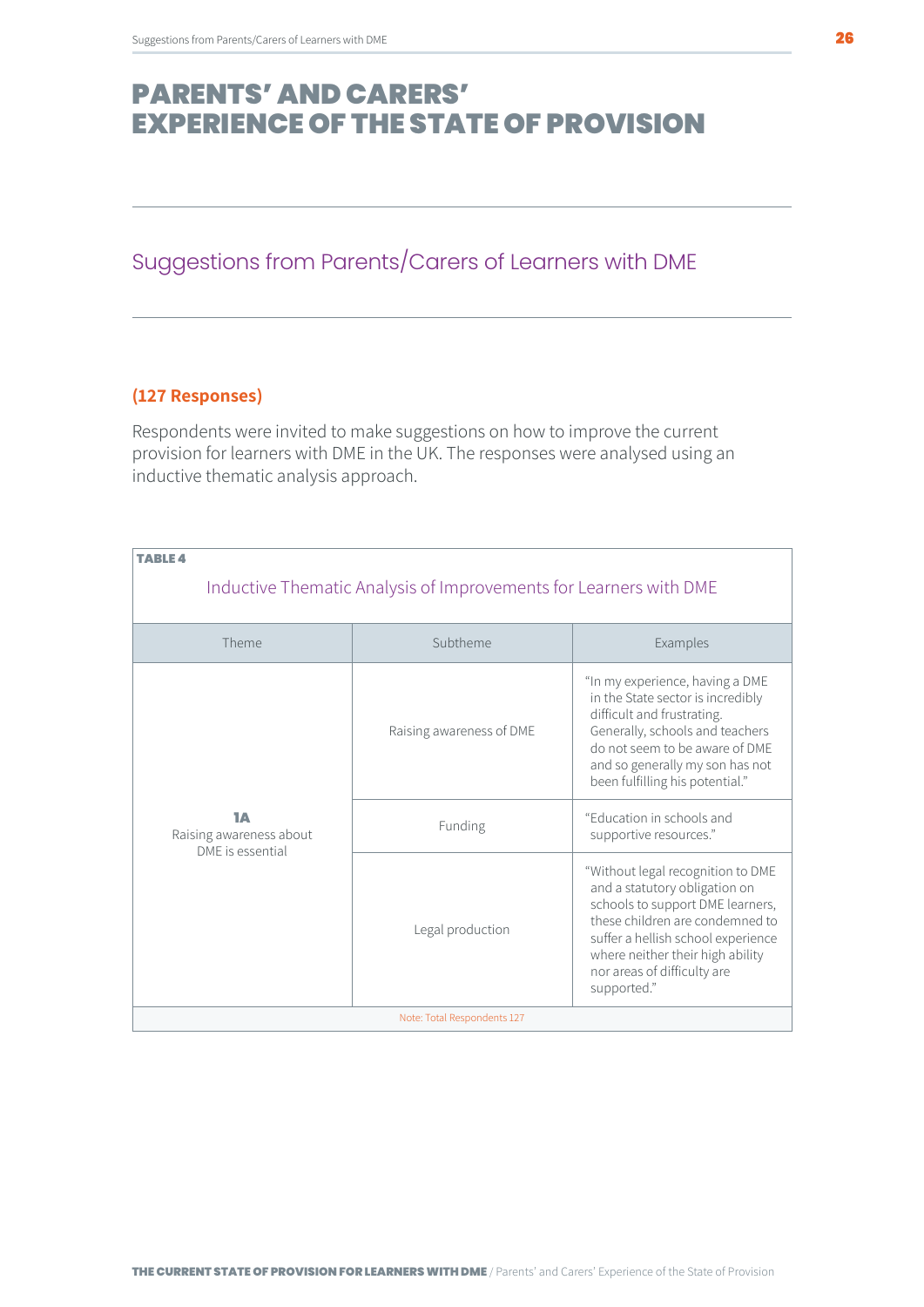# PARENTS' AND CARERS' EXPERIENCE OF THE STATE OF PROVISION

## Suggestions from Parents/Carers of Learners with DME

**(127 Responses)**

Respondents were invited to make suggestions on how to improve the current provision for learners with DME in the UK. The responses were analysed using an inductive thematic analysis approach.

**TABLE 4**

Inductive Thematic Analysis of Improvements for Learners with DME

| Theme | Subtheme | Examples |
|---|---|---|
| **1A** Raising awareness about DME is essential | Raising awareness of DME | "In my experience, having a DME in the State sector is incredibly difficult and frustrating. Generally, schools and teachers do not seem to be aware of DME and so generally my son has not been fulfilling his potential." |
| | Funding | "Education in schools and supportive resources." |
| | Legal production | "Without legal recognition to DME and a statutory obligation on schools to support DME learners, these children are condemned to suffer a hellish school experience where neither their high ability nor areas of difficulty are supported." |

Note: Total Respondents 127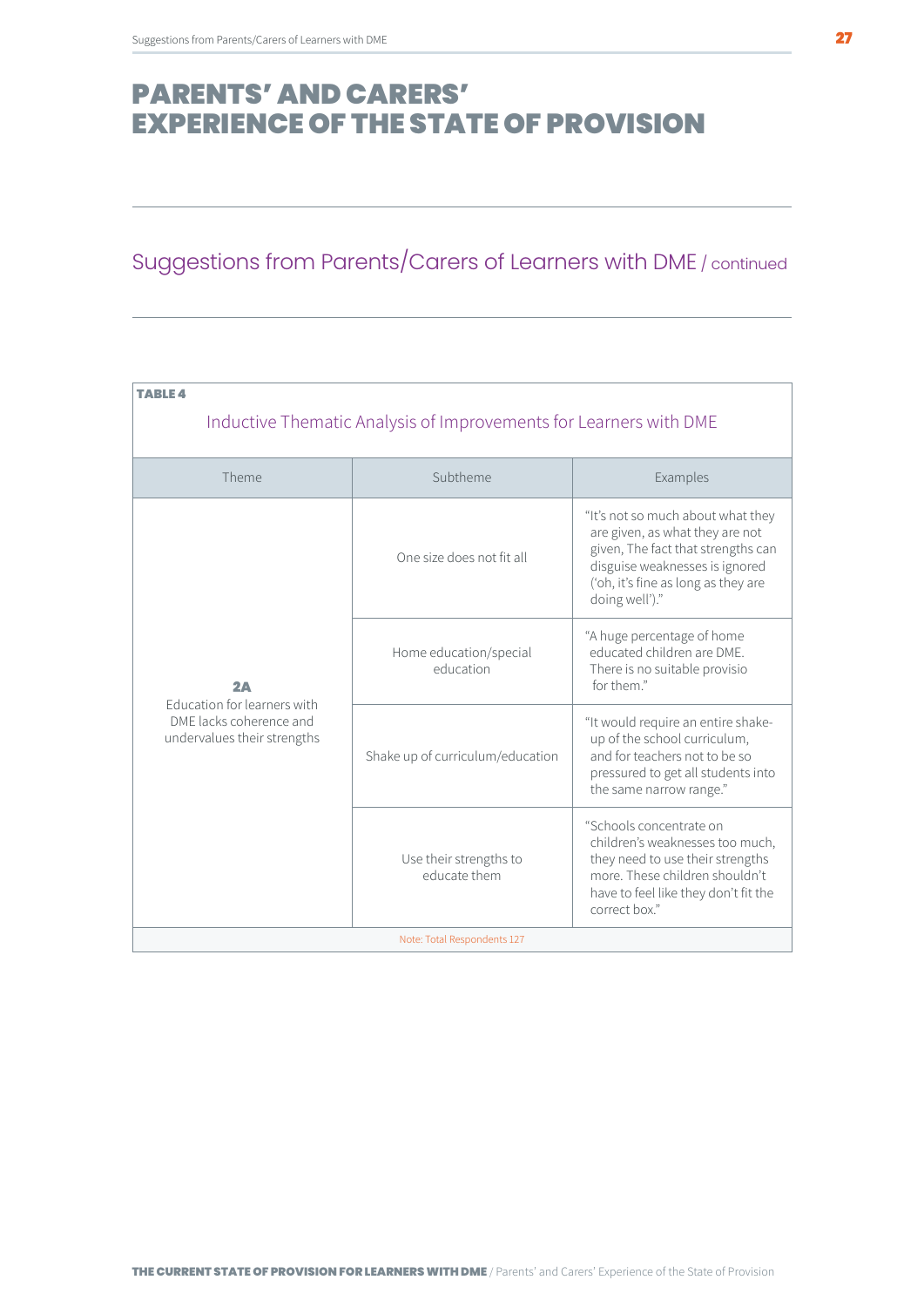# PARENTS' AND CARERS' EXPERIENCE OF THE STATE OF PROVISION

## Suggestions from Parents/Carers of Learners with DME / continued

**TABLE 4**

Inductive Thematic Analysis of Improvements for Learners with DME

| Theme | Subtheme | Examples |
|---|---|---|
| **2A** Education for learners with DME lacks coherence and undervalues their strengths | One size does not fit all | "It's not so much about what they are given, as what they are not given, The fact that strengths can disguise weaknesses is ignored ('oh, it's fine as long as they are doing well')." |
| | Home education/special education | "A huge percentage of home educated children are DME. There is no suitable provisio for them." |
| | Shake up of curriculum/education | "It would require an entire shake-up of the school curriculum, and for teachers not to be so pressured to get all students into the same narrow range." |
| | Use their strengths to educate them | "Schools concentrate on children's weaknesses too much, they need to use their strengths more. These children shouldn't have to feel like they don't fit the correct box." |

Note: Total Respondents 127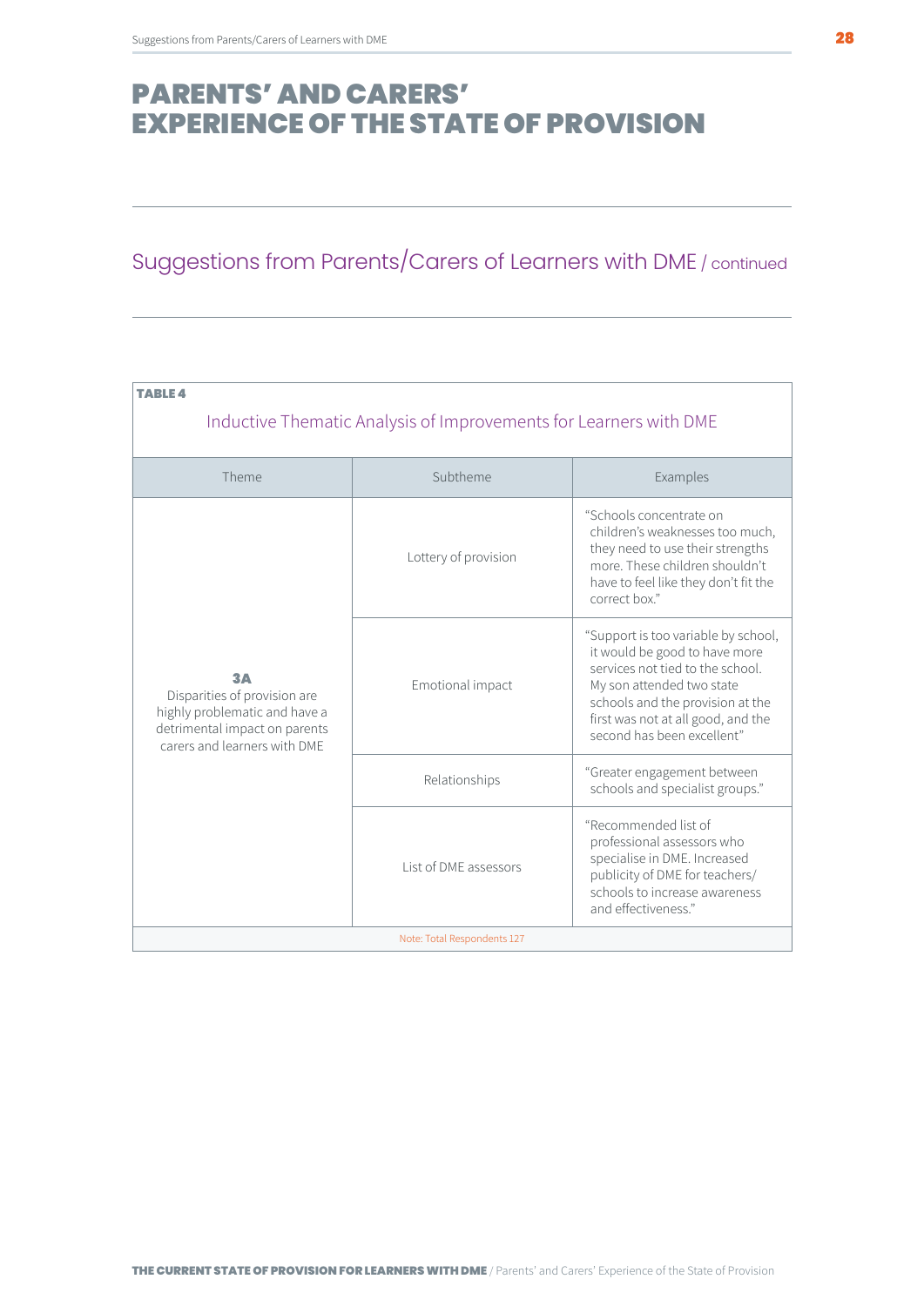# PARENTS' AND CARERS' EXPERIENCE OF THE STATE OF PROVISION

## Suggestions from Parents/Carers of Learners with DME / continued

**TABLE 4**

Inductive Thematic Analysis of Improvements for Learners with DME

| Theme | Subtheme | Examples |
|---|---|---|
| **3A** Disparities of provision are highly problematic and have a detrimental impact on parents carers and learners with DME | Lottery of provision | "Schools concentrate on children's weaknesses too much, they need to use their strengths more. These children shouldn't have to feel like they don't fit the correct box." |
| | Emotional impact | "Support is too variable by school, it would be good to have more services not tied to the school. My son attended two state schools and the provision at the first was not at all good, and the second has been excellent" |
| | Relationships | "Greater engagement between schools and specialist groups." |
| | List of DME assessors | "Recommended list of professional assessors who specialise in DME. Increased publicity of DME for teachers/ schools to increase awareness and effectiveness." |

Note: Total Respondents 127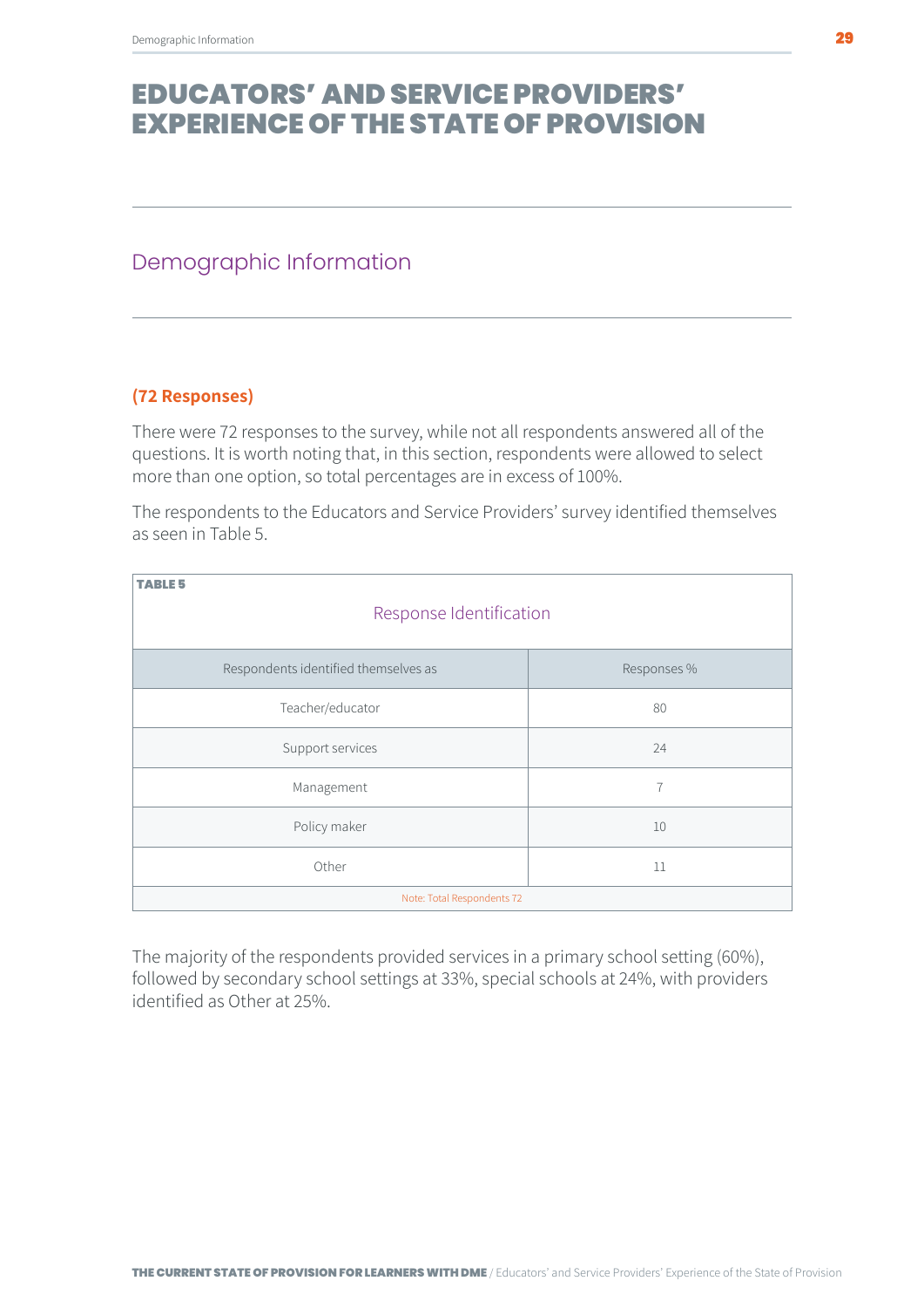# EDUCATORS' AND SERVICE PROVIDERS' EXPERIENCE OF THE STATE OF PROVISION

## Demographic Information

**(72 Responses)**

There were 72 responses to the survey, while not all respondents answered all of the questions. It is worth noting that, in this section, respondents were allowed to select more than one option, so total percentages are in excess of 100%.

The respondents to the Educators and Service Providers' survey identified themselves as seen in Table 5.

**TABLE 5**

Response Identification

| Respondents identified themselves as | Responses % |
|---|---|
| Teacher/educator | 80 |
| Support services | 24 |
| Management | 7 |
| Policy maker | 10 |
| Other | 11 |

Note: Total Respondents 72

The majority of the respondents provided services in a primary school setting (60%), followed by secondary school settings at 33%, special schools at 24%, with providers identified as Other at 25%.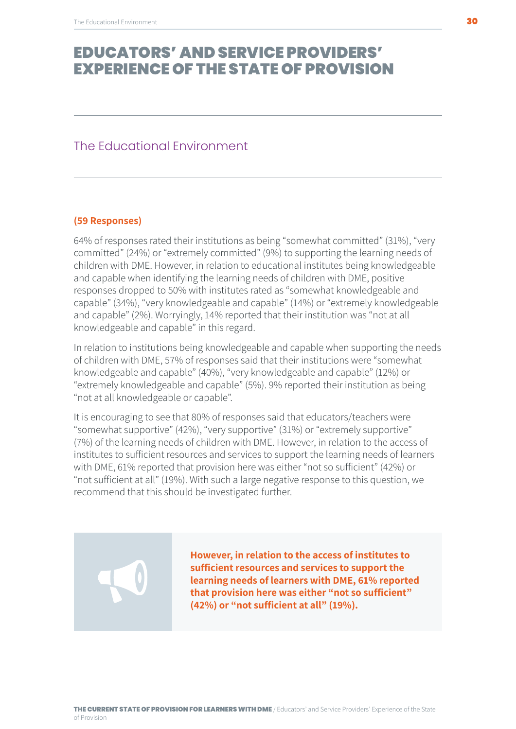# EDUCATORS' AND SERVICE PROVIDERS' EXPERIENCE OF THE STATE OF PROVISION

## The Educational Environment

**(59 Responses)**

64% of responses rated their institutions as being "somewhat committed" (31%), "very committed" (24%) or "extremely committed" (9%) to supporting the learning needs of children with DME. However, in relation to educational institutes being knowledgeable and capable when identifying the learning needs of children with DME, positive responses dropped to 50% with institutes rated as "somewhat knowledgeable and capable" (34%), "very knowledgeable and capable" (14%) or "extremely knowledgeable and capable" (2%). Worryingly, 14% reported that their institution was "not at all knowledgeable and capable" in this regard.

In relation to institutions being knowledgeable and capable when supporting the needs of children with DME, 57% of responses said that their institutions were "somewhat knowledgeable and capable" (40%), "very knowledgeable and capable" (12%) or "extremely knowledgeable and capable" (5%). 9% reported their institution as being "not at all knowledgeable or capable".

It is encouraging to see that 80% of responses said that educators/teachers were "somewhat supportive" (42%), "very supportive" (31%) or "extremely supportive" (7%) of the learning needs of children with DME. However, in relation to the access of institutes to sufficient resources and services to support the learning needs of learners with DME, 61% reported that provision here was either "not so sufficient" (42%) or "not sufficient at all" (19%). With such a large negative response to this question, we recommend that this should be investigated further.

> **However, in relation to the access of institutes to sufficient resources and services to support the learning needs of learners with DME, 61% reported that provision here was either "not so sufficient" (42%) or "not sufficient at all" (19%).**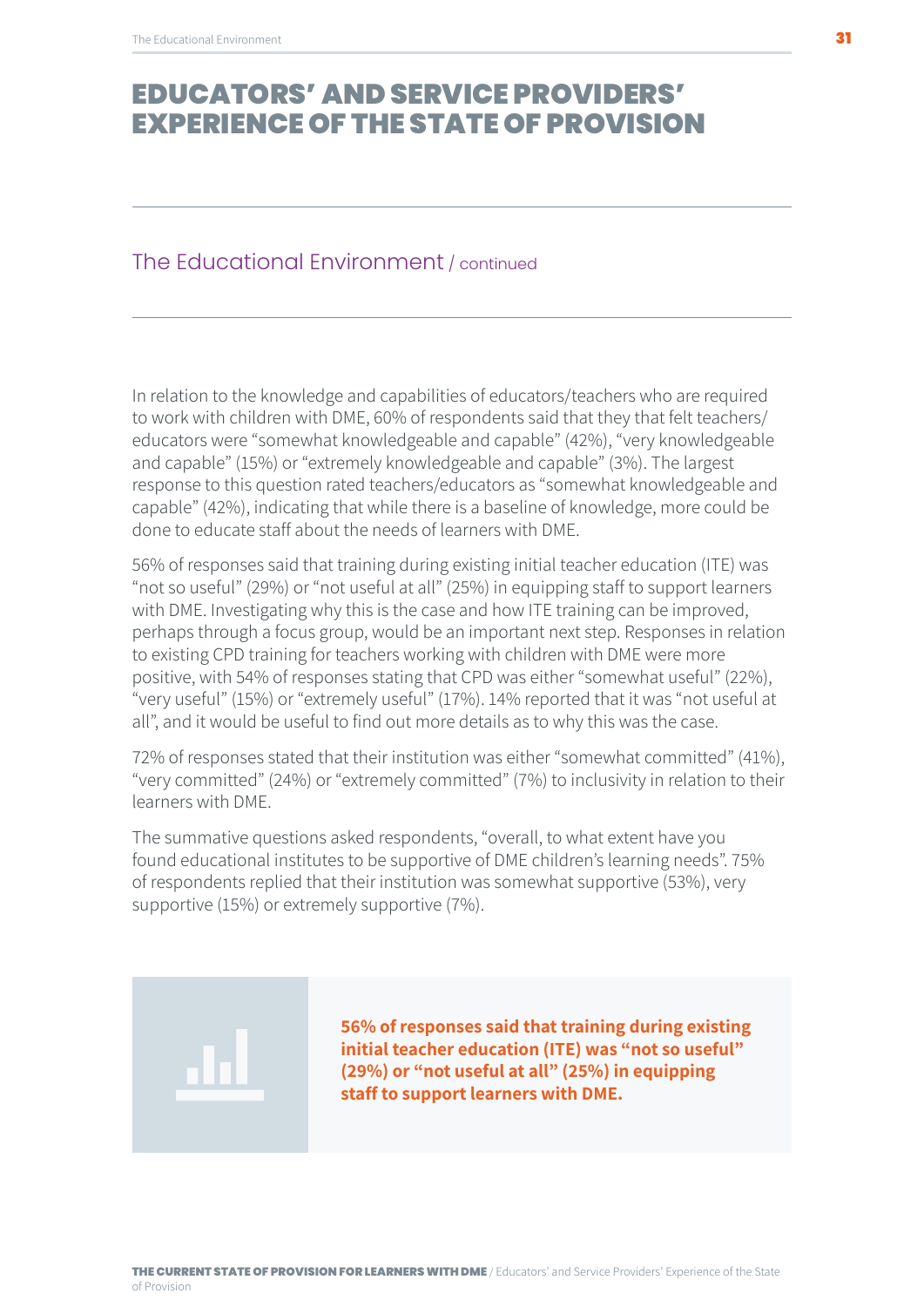# EDUCATORS' AND SERVICE PROVIDERS' EXPERIENCE OF THE STATE OF PROVISION

## The Educational Environment / continued

In relation to the knowledge and capabilities of educators/teachers who are required to work with children with DME, 60% of respondents said that they that felt teachers/educators were "somewhat knowledgeable and capable" (42%), "very knowledgeable and capable" (15%) or "extremely knowledgeable and capable" (3%). The largest response to this question rated teachers/educators as "somewhat knowledgeable and capable" (42%), indicating that while there is a baseline of knowledge, more could be done to educate staff about the needs of learners with DME.

56% of responses said that training during existing initial teacher education (ITE) was "not so useful" (29%) or "not useful at all" (25%) in equipping staff to support learners with DME. Investigating why this is the case and how ITE training can be improved, perhaps through a focus group, would be an important next step. Responses in relation to existing CPD training for teachers working with children with DME were more positive, with 54% of responses stating that CPD was either "somewhat useful" (22%), "very useful" (15%) or "extremely useful" (17%). 14% reported that it was "not useful at all", and it would be useful to find out more details as to why this was the case.

72% of responses stated that their institution was either "somewhat committed" (41%), "very committed" (24%) or "extremely committed" (7%) to inclusivity in relation to their learners with DME.

The summative questions asked respondents, "overall, to what extent have you found educational institutes to be supportive of DME children's learning needs". 75% of respondents replied that their institution was somewhat supportive (53%), very supportive (15%) or extremely supportive (7%).

**56% of responses said that training during existing initial teacher education (ITE) was "not so useful" (29%) or "not useful at all" (25%) in equipping staff to support learners with DME.**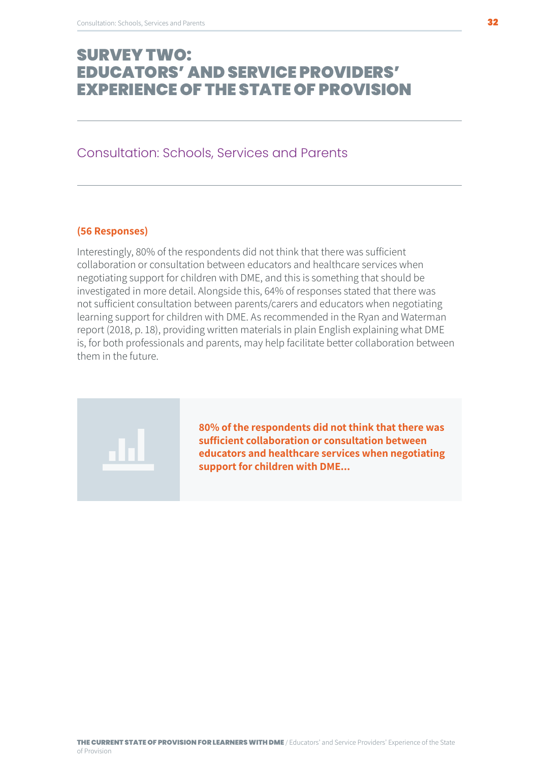# SURVEY TWO: EDUCATORS' AND SERVICE PROVIDERS' EXPERIENCE OF THE STATE OF PROVISION

## Consultation: Schools, Services and Parents

**(56 Responses)**

Interestingly, 80% of the respondents did not think that there was sufficient collaboration or consultation between educators and healthcare services when negotiating support for children with DME, and this is something that should be investigated in more detail. Alongside this, 64% of responses stated that there was not sufficient consultation between parents/carers and educators when negotiating learning support for children with DME. As recommended in the Ryan and Waterman report (2018, p. 18), providing written materials in plain English explaining what DME is, for both professionals and parents, may help facilitate better collaboration between them in the future.

**80% of the respondents did not think that there was sufficient collaboration or consultation between educators and healthcare services when negotiating support for children with DME...**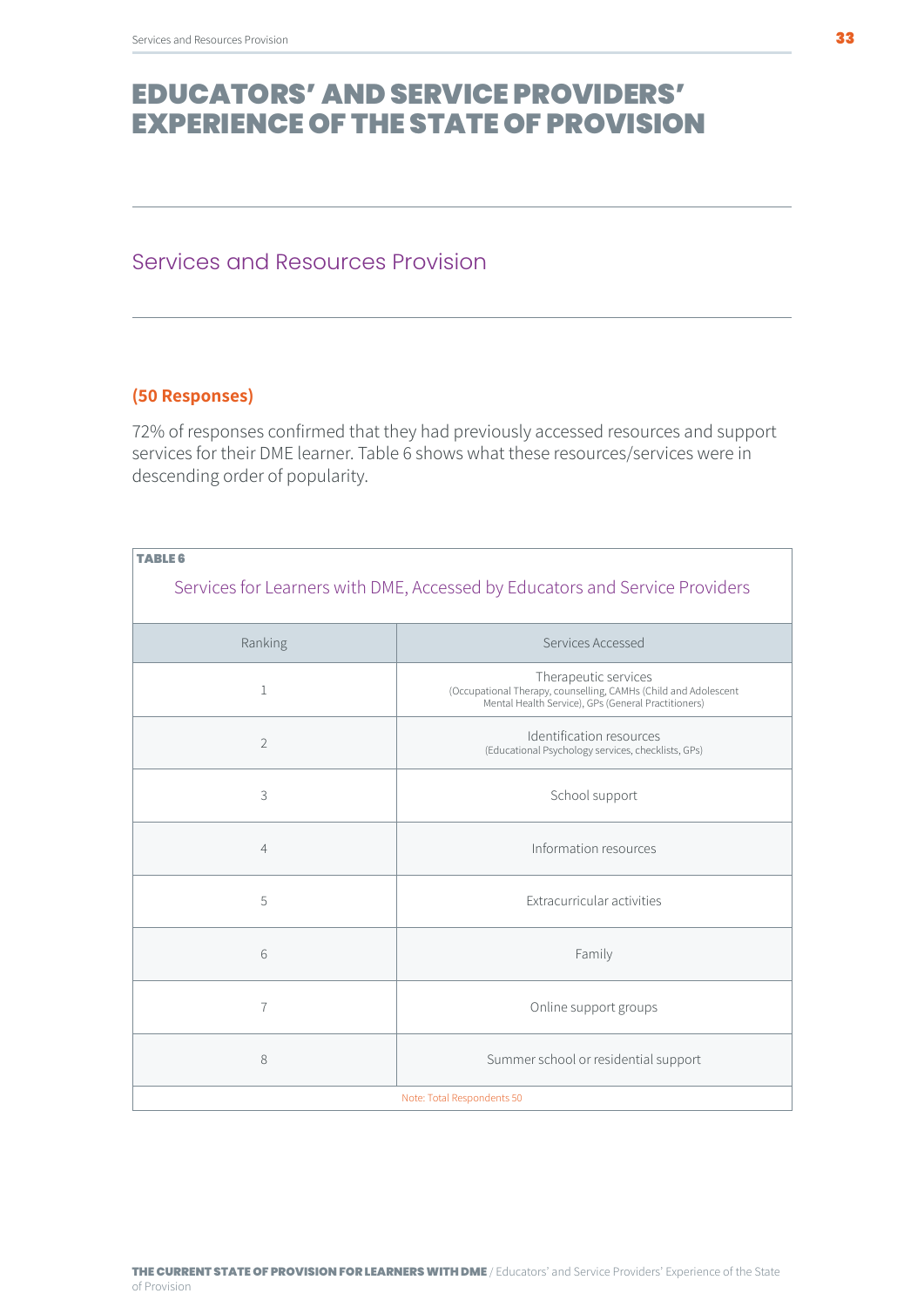# EDUCATORS' AND SERVICE PROVIDERS' EXPERIENCE OF THE STATE OF PROVISION

## Services and Resources Provision

**(50 Responses)**

72% of responses confirmed that they had previously accessed resources and support services for their DME learner. Table 6 shows what these resources/services were in descending order of popularity.

**TABLE 6**

Services for Learners with DME, Accessed by Educators and Service Providers

| Ranking | Services Accessed |
|---|---|
| 1 | Therapeutic services (Occupational Therapy, counselling, CAMHs (Child and Adolescent Mental Health Service), GPs (General Practitioners) |
| 2 | Identification resources (Educational Psychology services, checklists, GPs) |
| 3 | School support |
| 4 | Information resources |
| 5 | Extracurricular activities |
| 6 | Family |
| 7 | Online support groups |
| 8 | Summer school or residential support |

Note: Total Respondents 50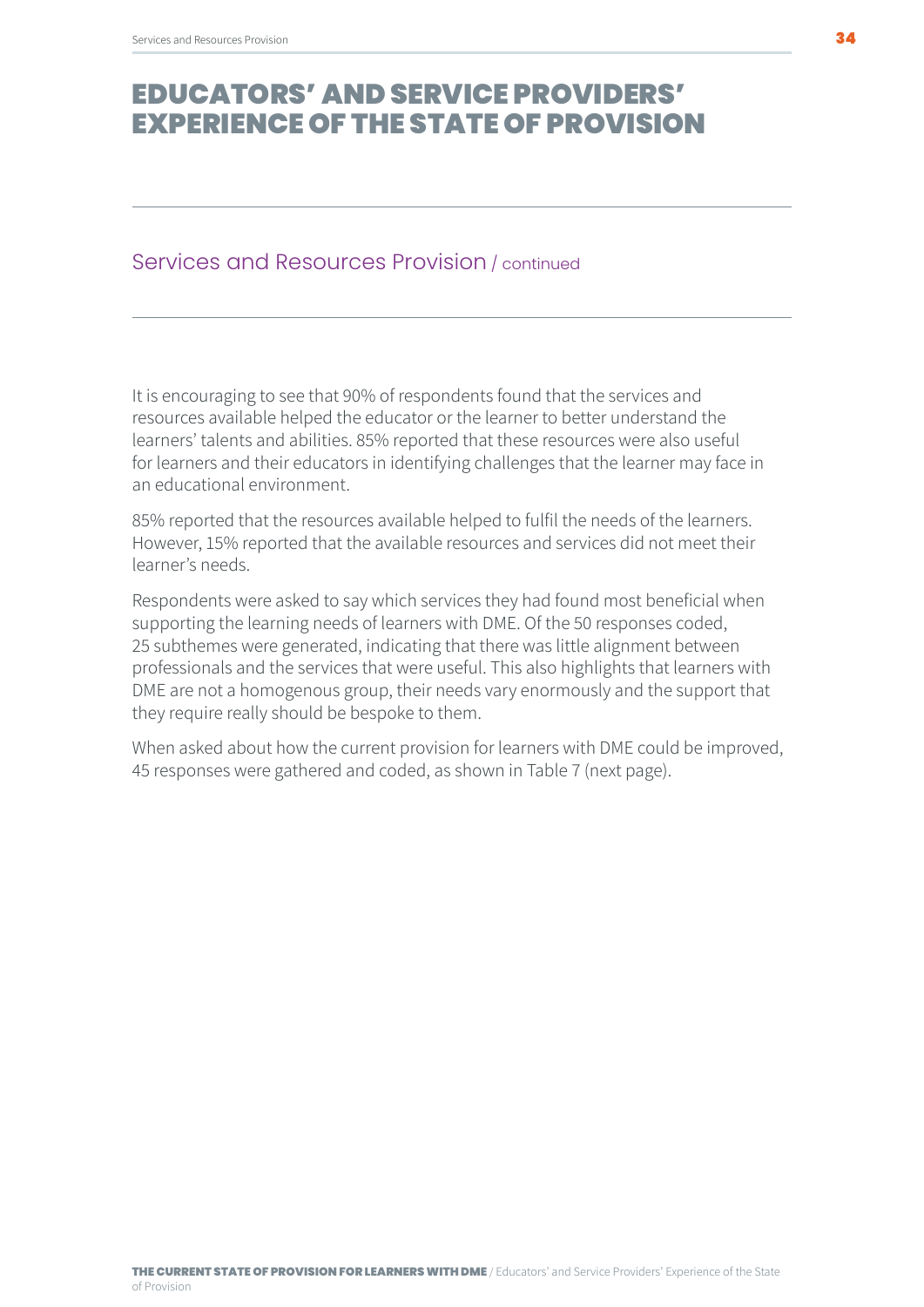# EDUCATORS' AND SERVICE PROVIDERS' EXPERIENCE OF THE STATE OF PROVISION

## Services and Resources Provision / continued

It is encouraging to see that 90% of respondents found that the services and resources available helped the educator or the learner to better understand the learners' talents and abilities. 85% reported that these resources were also useful for learners and their educators in identifying challenges that the learner may face in an educational environment.

85% reported that the resources available helped to fulfil the needs of the learners. However, 15% reported that the available resources and services did not meet their learner's needs.

Respondents were asked to say which services they had found most beneficial when supporting the learning needs of learners with DME. Of the 50 responses coded, 25 subthemes were generated, indicating that there was little alignment between professionals and the services that were useful. This also highlights that learners with DME are not a homogenous group, their needs vary enormously and the support that they require really should be bespoke to them.

When asked about how the current provision for learners with DME could be improved, 45 responses were gathered and coded, as shown in Table 7 (next page).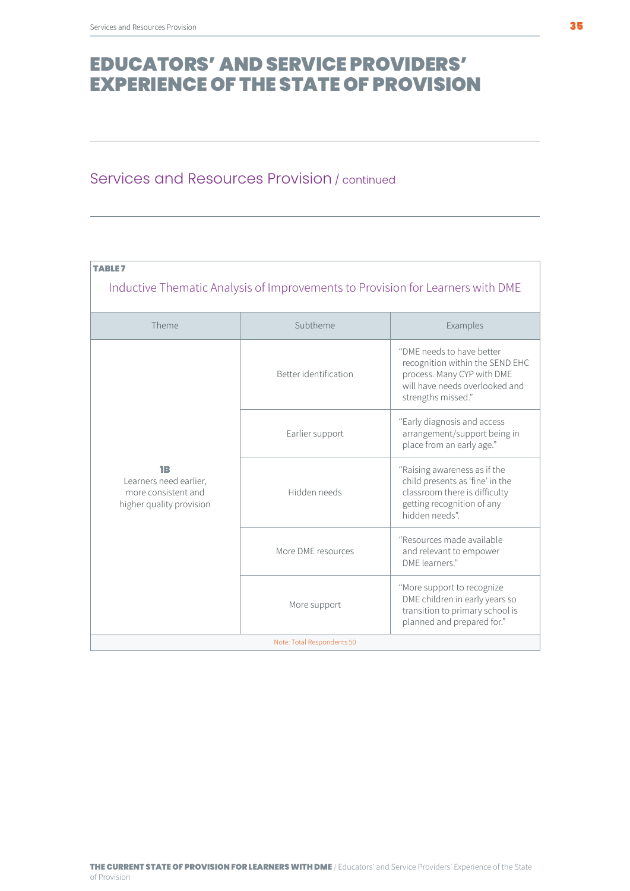# EDUCATORS' AND SERVICE PROVIDERS' EXPERIENCE OF THE STATE OF PROVISION

## Services and Resources Provision / continued

**TABLE 7**

Inductive Thematic Analysis of Improvements to Provision for Learners with DME

| Theme | Subtheme | Examples |
|---|---|---|
| **1B** Learners need earlier, more consistent and higher quality provision | Better identification | "DME needs to have better recognition within the SEND EHC process. Many CYP with DME will have needs overlooked and strengths missed." |
| | Earlier support | "Early diagnosis and access arrangement/support being in place from an early age." |
| | Hidden needs | "Raising awareness as if the child presents as 'fine' in the classroom there is difficulty getting recognition of any hidden needs". |
| | More DME resources | "Resources made available and relevant to empower DME learners." |
| | More support | "More support to recognize DME children in early years so transition to primary school is planned and prepared for." |

Note: Total Respondents 50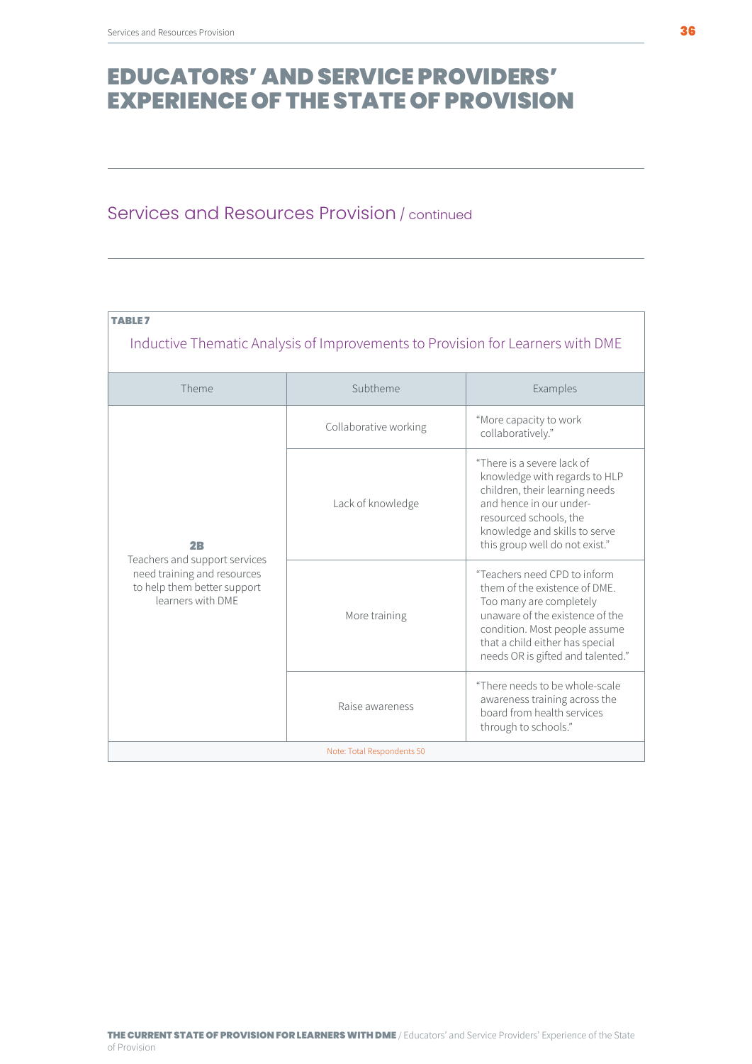# EDUCATORS' AND SERVICE PROVIDERS' EXPERIENCE OF THE STATE OF PROVISION

## Services and Resources Provision / continued

**TABLE 7**

Inductive Thematic Analysis of Improvements to Provision for Learners with DME

| Theme | Subtheme | Examples |
|---|---|---|
| **2B** Teachers and support services need training and resources to help them better support learners with DME | Collaborative working | "More capacity to work collaboratively." |
| | Lack of knowledge | "There is a severe lack of knowledge with regards to HLP children, their learning needs and hence in our under-resourced schools, the knowledge and skills to serve this group well do not exist." |
| | More training | "Teachers need CPD to inform them of the existence of DME. Too many are completely unaware of the existence of the condition. Most people assume that a child either has special needs OR is gifted and talented." |
| | Raise awareness | "There needs to be whole-scale awareness training across the board from health services through to schools." |

Note: Total Respondents 50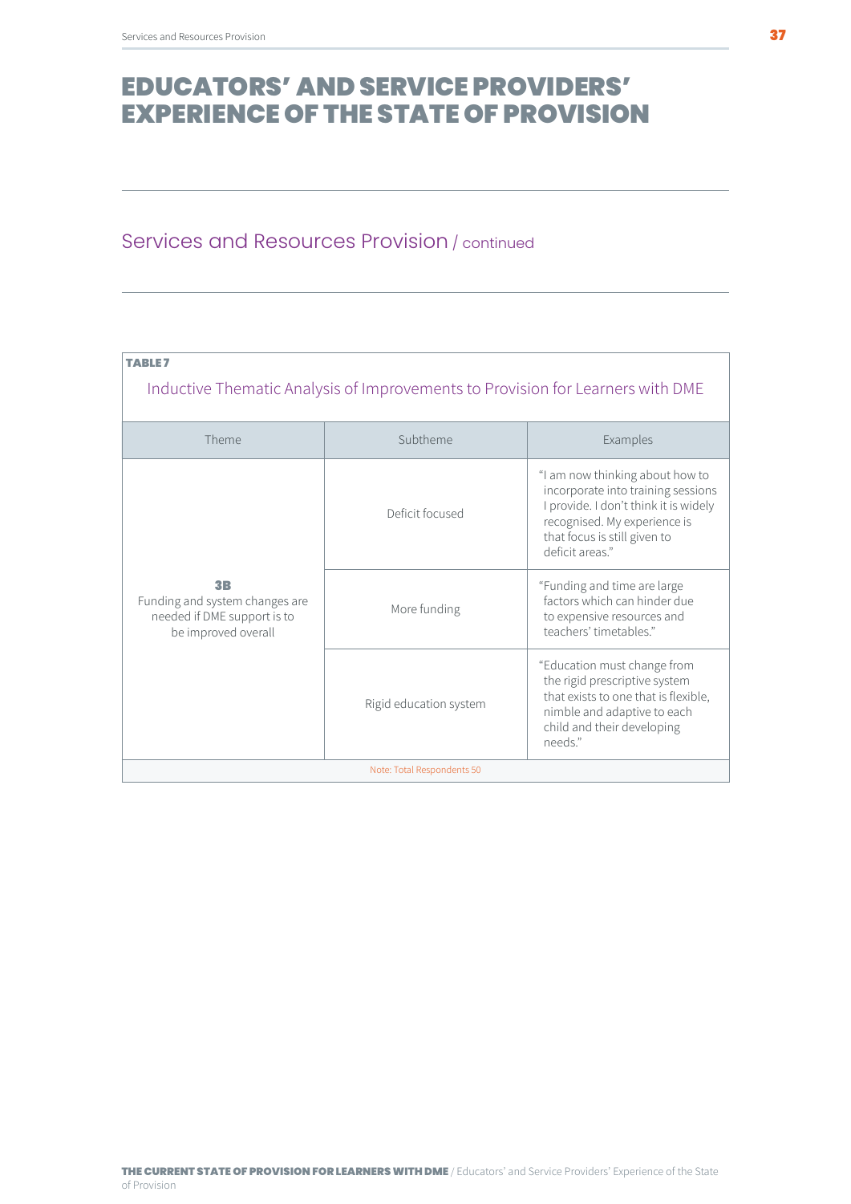# EDUCATORS' AND SERVICE PROVIDERS' EXPERIENCE OF THE STATE OF PROVISION

## Services and Resources Provision / continued

**TABLE 7**

Inductive Thematic Analysis of Improvements to Provision for Learners with DME

| Theme | Subtheme | Examples |
|---|---|---|
| **3B** Funding and system changes are needed if DME support is to be improved overall | Deficit focused | "I am now thinking about how to incorporate into training sessions I provide. I don't think it is widely recognised. My experience is that focus is still given to deficit areas." |
| | More funding | "Funding and time are large factors which can hinder due to expensive resources and teachers' timetables." |
| | Rigid education system | "Education must change from the rigid prescriptive system that exists to one that is flexible, nimble and adaptive to each child and their developing needs." |

Note: Total Respondents 50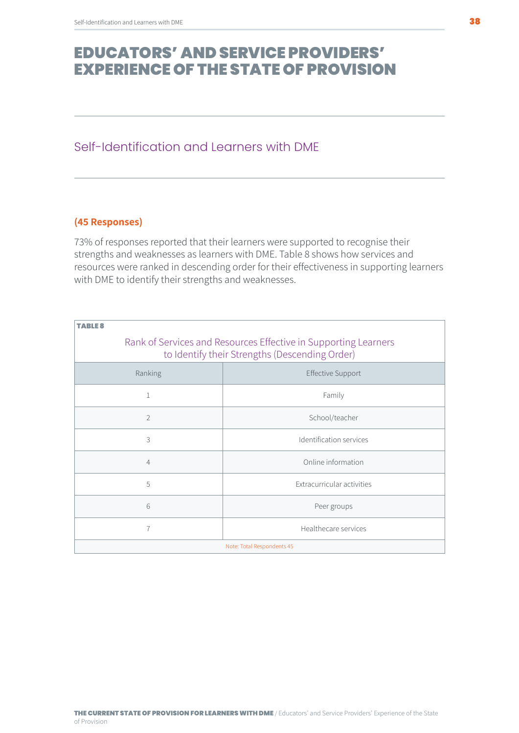# EDUCATORS' AND SERVICE PROVIDERS' EXPERIENCE OF THE STATE OF PROVISION

## Self-Identification and Learners with DME

**(45 Responses)**

73% of responses reported that their learners were supported to recognise their strengths and weaknesses as learners with DME. Table 8 shows how services and resources were ranked in descending order for their effectiveness in supporting learners with DME to identify their strengths and weaknesses.

**TABLE 8**

Rank of Services and Resources Effective in Supporting Learners to Identify their Strengths (Descending Order)

| Ranking | Effective Support |
|---|---|
| 1 | Family |
| 2 | School/teacher |
| 3 | Identification services |
| 4 | Online information |
| 5 | Extracurricular activities |
| 6 | Peer groups |
| 7 | Healthcare services |

Note: Total Respondents 45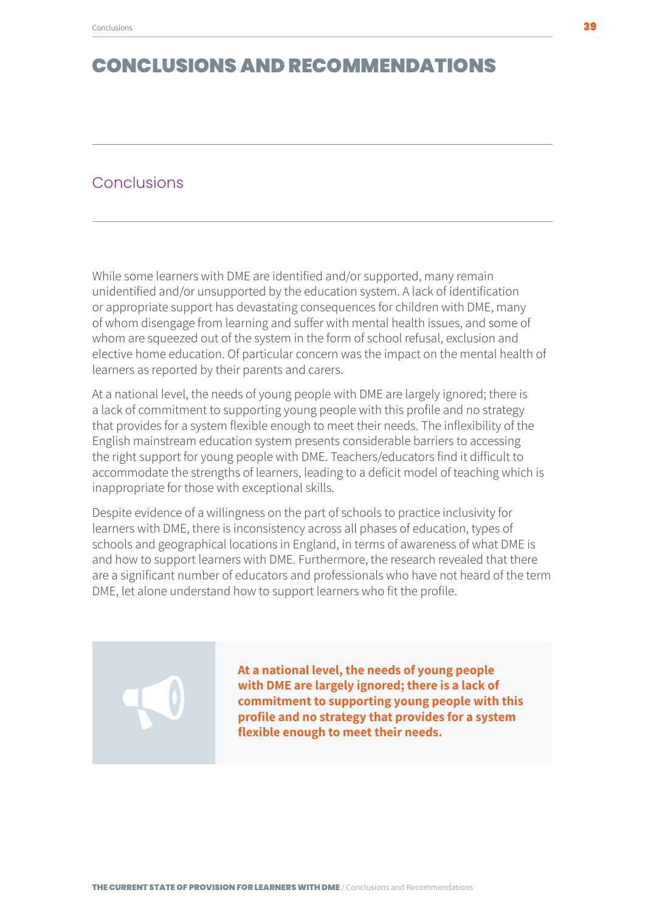# CONCLUSIONS AND RECOMMENDATIONS

## Conclusions

While some learners with DME are identified and/or supported, many remain unidentified and/or unsupported by the education system. A lack of identification or appropriate support has devastating consequences for children with DME, many of whom disengage from learning and suffer with mental health issues, and some of whom are squeezed out of the system in the form of school refusal, exclusion and elective home education. Of particular concern was the impact on the mental health of learners as reported by their parents and carers.

At a national level, the needs of young people with DME are largely ignored; there is a lack of commitment to supporting young people with this profile and no strategy that provides for a system flexible enough to meet their needs. The inflexibility of the English mainstream education system presents considerable barriers to accessing the right support for young people with DME. Teachers/educators find it difficult to accommodate the strengths of learners, leading to a deficit model of teaching which is inappropriate for those with exceptional skills.

Despite evidence of a willingness on the part of schools to practice inclusivity for learners with DME, there is inconsistency across all phases of education, types of schools and geographical locations in England, in terms of awareness of what DME is and how to support learners with DME. Furthermore, the research revealed that there are a significant number of educators and professionals who have not heard of the term DME, let alone understand how to support learners who fit the profile.

**At a national level, the needs of young people with DME are largely ignored; there is a lack of commitment to supporting young people with this profile and no strategy that provides for a system flexible enough to meet their needs.**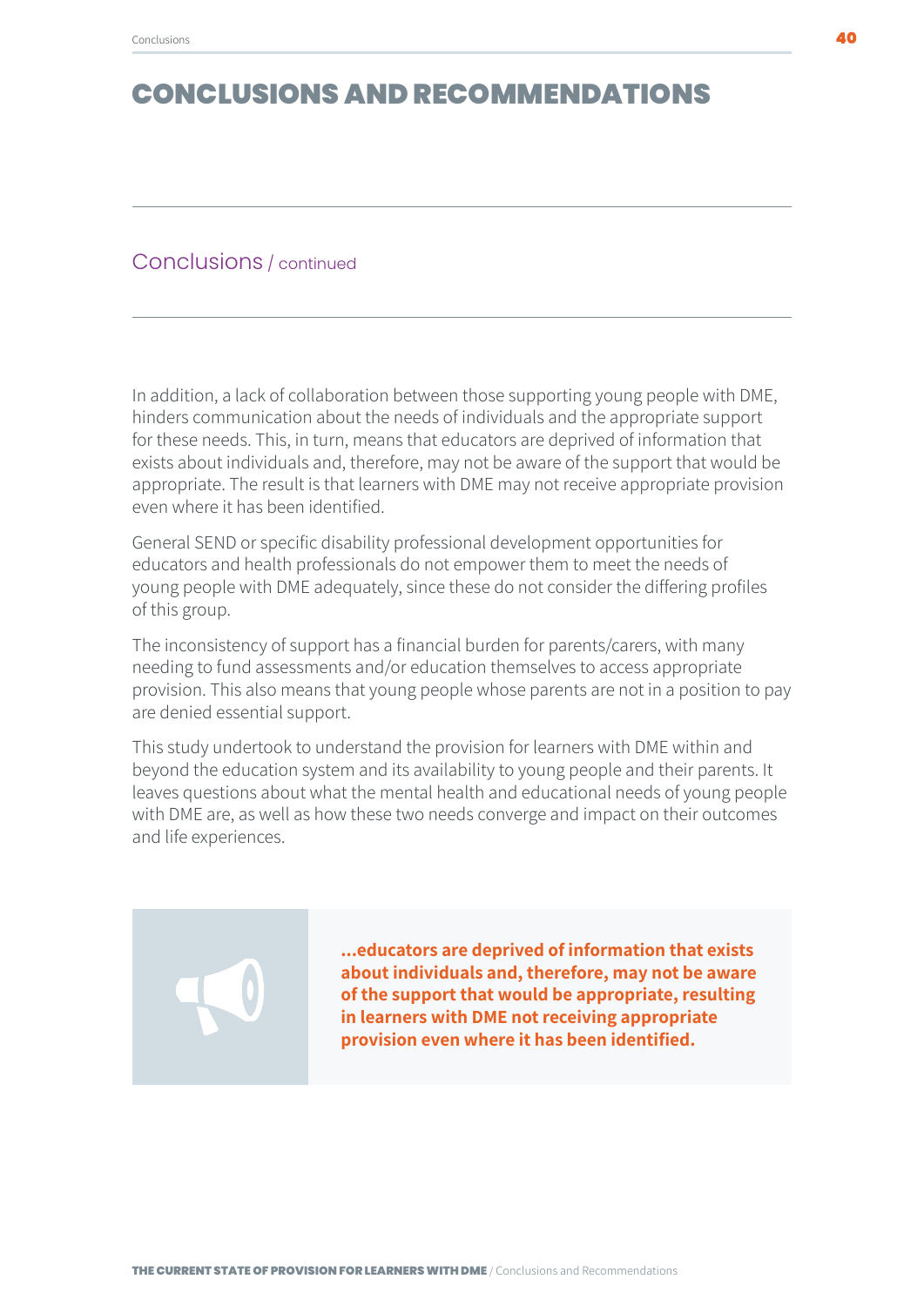# CONCLUSIONS AND RECOMMENDATIONS

## Conclusions / continued

In addition, a lack of collaboration between those supporting young people with DME, hinders communication about the needs of individuals and the appropriate support for these needs. This, in turn, means that educators are deprived of information that exists about individuals and, therefore, may not be aware of the support that would be appropriate. The result is that learners with DME may not receive appropriate provision even where it has been identified.

General SEND or specific disability professional development opportunities for educators and health professionals do not empower them to meet the needs of young people with DME adequately, since these do not consider the differing profiles of this group.

The inconsistency of support has a financial burden for parents/carers, with many needing to fund assessments and/or education themselves to access appropriate provision. This also means that young people whose parents are not in a position to pay are denied essential support.

This study undertook to understand the provision for learners with DME within and beyond the education system and its availability to young people and their parents. It leaves questions about what the mental health and educational needs of young people with DME are, as well as how these two needs converge and impact on their outcomes and life experiences.

> **...educators are deprived of information that exists about individuals and, therefore, may not be aware of the support that would be appropriate, resulting in learners with DME not receiving appropriate provision even where it has been identified.**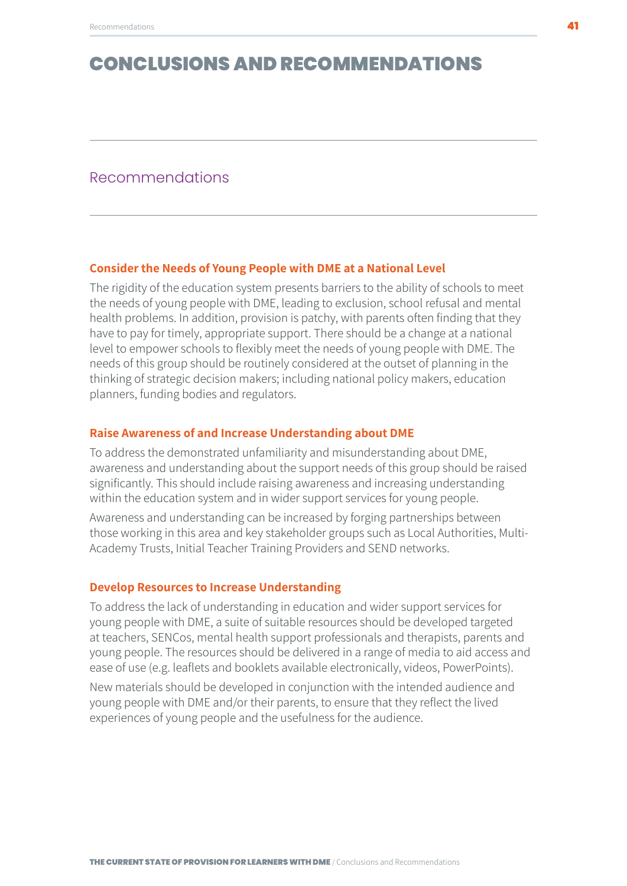# CONCLUSIONS AND RECOMMENDATIONS

## Recommendations

### Consider the Needs of Young People with DME at a National Level

The rigidity of the education system presents barriers to the ability of schools to meet the needs of young people with DME, leading to exclusion, school refusal and mental health problems. In addition, provision is patchy, with parents often finding that they have to pay for timely, appropriate support. There should be a change at a national level to empower schools to flexibly meet the needs of young people with DME. The needs of this group should be routinely considered at the outset of planning in the thinking of strategic decision makers; including national policy makers, education planners, funding bodies and regulators.

### Raise Awareness of and Increase Understanding about DME

To address the demonstrated unfamiliarity and misunderstanding about DME, awareness and understanding about the support needs of this group should be raised significantly. This should include raising awareness and increasing understanding within the education system and in wider support services for young people.

Awareness and understanding can be increased by forging partnerships between those working in this area and key stakeholder groups such as Local Authorities, Multi-Academy Trusts, Initial Teacher Training Providers and SEND networks.

### Develop Resources to Increase Understanding

To address the lack of understanding in education and wider support services for young people with DME, a suite of suitable resources should be developed targeted at teachers, SENCos, mental health support professionals and therapists, parents and young people. The resources should be delivered in a range of media to aid access and ease of use (e.g. leaflets and booklets available electronically, videos, PowerPoints).

New materials should be developed in conjunction with the intended audience and young people with DME and/or their parents, to ensure that they reflect the lived experiences of young people and the usefulness for the audience.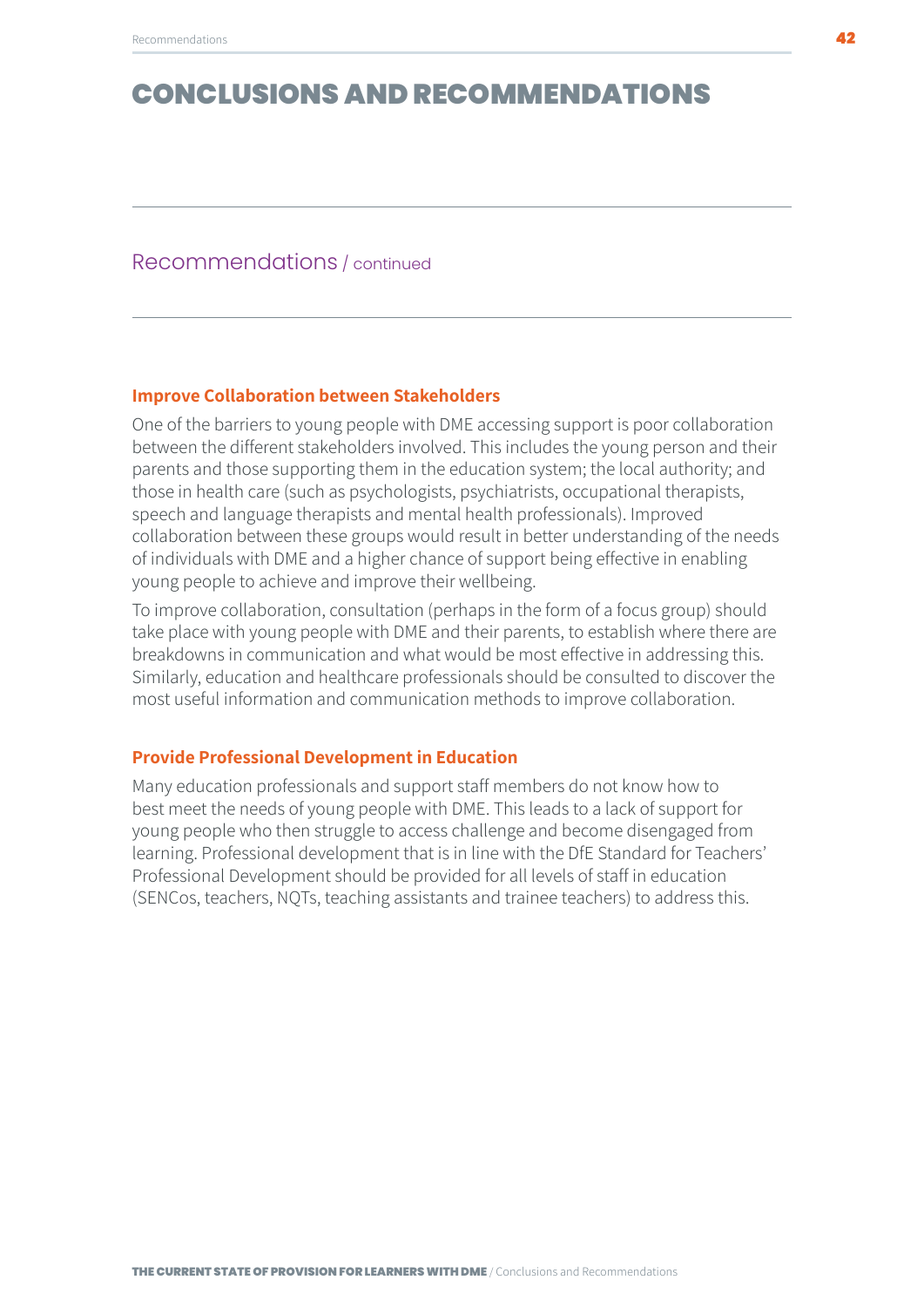# CONCLUSIONS AND RECOMMENDATIONS

## Recommendations / continued

### Improve Collaboration between Stakeholders

One of the barriers to young people with DME accessing support is poor collaboration between the different stakeholders involved. This includes the young person and their parents and those supporting them in the education system; the local authority; and those in health care (such as psychologists, psychiatrists, occupational therapists, speech and language therapists and mental health professionals). Improved collaboration between these groups would result in better understanding of the needs of individuals with DME and a higher chance of support being effective in enabling young people to achieve and improve their wellbeing.

To improve collaboration, consultation (perhaps in the form of a focus group) should take place with young people with DME and their parents, to establish where there are breakdowns in communication and what would be most effective in addressing this. Similarly, education and healthcare professionals should be consulted to discover the most useful information and communication methods to improve collaboration.

### Provide Professional Development in Education

Many education professionals and support staff members do not know how to best meet the needs of young people with DME. This leads to a lack of support for young people who then struggle to access challenge and become disengaged from learning. Professional development that is in line with the DfE Standard for Teachers' Professional Development should be provided for all levels of staff in education (SENCos, teachers, NQTs, teaching assistants and trainee teachers) to address this.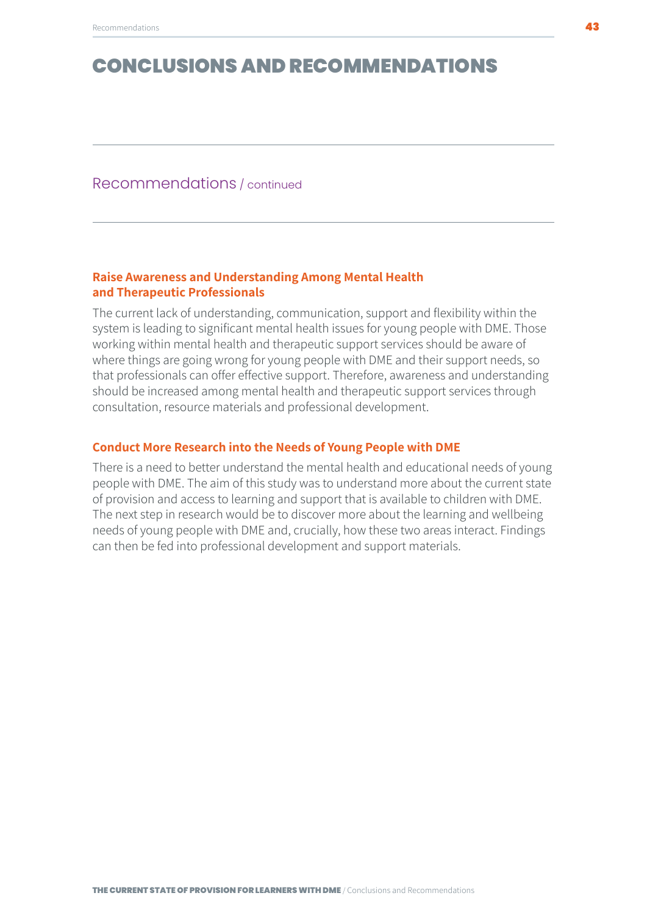# CONCLUSIONS AND RECOMMENDATIONS

## Recommendations / continued

### Raise Awareness and Understanding Among Mental Health and Therapeutic Professionals

The current lack of understanding, communication, support and flexibility within the system is leading to significant mental health issues for young people with DME. Those working within mental health and therapeutic support services should be aware of where things are going wrong for young people with DME and their support needs, so that professionals can offer effective support. Therefore, awareness and understanding should be increased among mental health and therapeutic support services through consultation, resource materials and professional development.

### Conduct More Research into the Needs of Young People with DME

There is a need to better understand the mental health and educational needs of young people with DME. The aim of this study was to understand more about the current state of provision and access to learning and support that is available to children with DME. The next step in research would be to discover more about the learning and wellbeing needs of young people with DME and, crucially, how these two areas interact. Findings can then be fed into professional development and support materials.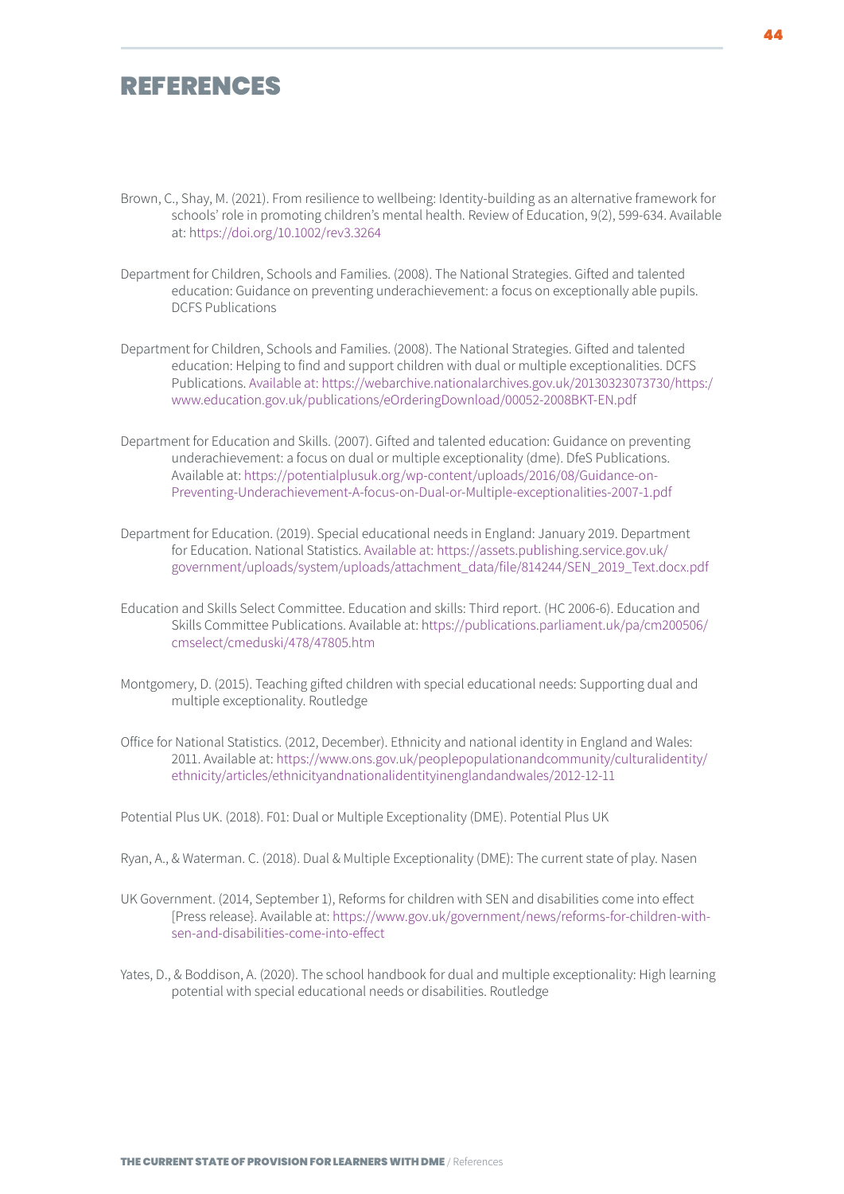# REFERENCES

Brown, C., Shay, M. (2021). From resilience to wellbeing: Identity-building as an alternative framework for schools' role in promoting children's mental health. Review of Education, 9(2), 599-634. Available at: https://doi.org/10.1002/rev3.3264

Department for Children, Schools and Families. (2008). The National Strategies. Gifted and talented education: Guidance on preventing underachievement: a focus on exceptionally able pupils. DCFS Publications

Department for Children, Schools and Families. (2008). The National Strategies. Gifted and talented education: Helping to find and support children with dual or multiple exceptionalities. DCFS Publications. Available at: https://webarchive.nationalarchives.gov.uk/20130323073730/https:/www.education.gov.uk/publications/eOrderingDownload/00052-2008BKT-EN.pdf

Department for Education and Skills. (2007). Gifted and talented education: Guidance on preventing underachievement: a focus on dual or multiple exceptionality (dme). DfeS Publications. Available at: https://potentialplusuk.org/wp-content/uploads/2016/08/Guidance-on-Preventing-Underachievement-A-focus-on-Dual-or-Multiple-exceptionalities-2007-1.pdf

Department for Education. (2019). Special educational needs in England: January 2019. Department for Education. National Statistics. Available at: https://assets.publishing.service.gov.uk/government/uploads/system/uploads/attachment_data/file/814244/SEN_2019_Text.docx.pdf

Education and Skills Select Committee. Education and skills: Third report. (HC 2006-6). Education and Skills Committee Publications. Available at: https://publications.parliament.uk/pa/cm200506/cmselect/cmeduski/478/47805.htm

Montgomery, D. (2015). Teaching gifted children with special educational needs: Supporting dual and multiple exceptionality. Routledge

Office for National Statistics. (2012, December). Ethnicity and national identity in England and Wales: 2011. Available at: https://www.ons.gov.uk/peoplepopulationandcommunity/culturalidentity/ethnicity/articles/ethnicityandnationalidentityinenglandandwales/2012-12-11

Potential Plus UK. (2018). F01: Dual or Multiple Exceptionality (DME). Potential Plus UK

Ryan, A., & Waterman. C. (2018). Dual & Multiple Exceptionality (DME): The current state of play. Nasen

UK Government. (2014, September 1), Reforms for children with SEN and disabilities come into effect [Press release}. Available at: https://www.gov.uk/government/news/reforms-for-children-with-sen-and-disabilities-come-into-effect

Yates, D., & Boddison, A. (2020). The school handbook for dual and multiple exceptionality: High learning potential with special educational needs or disabilities. Routledge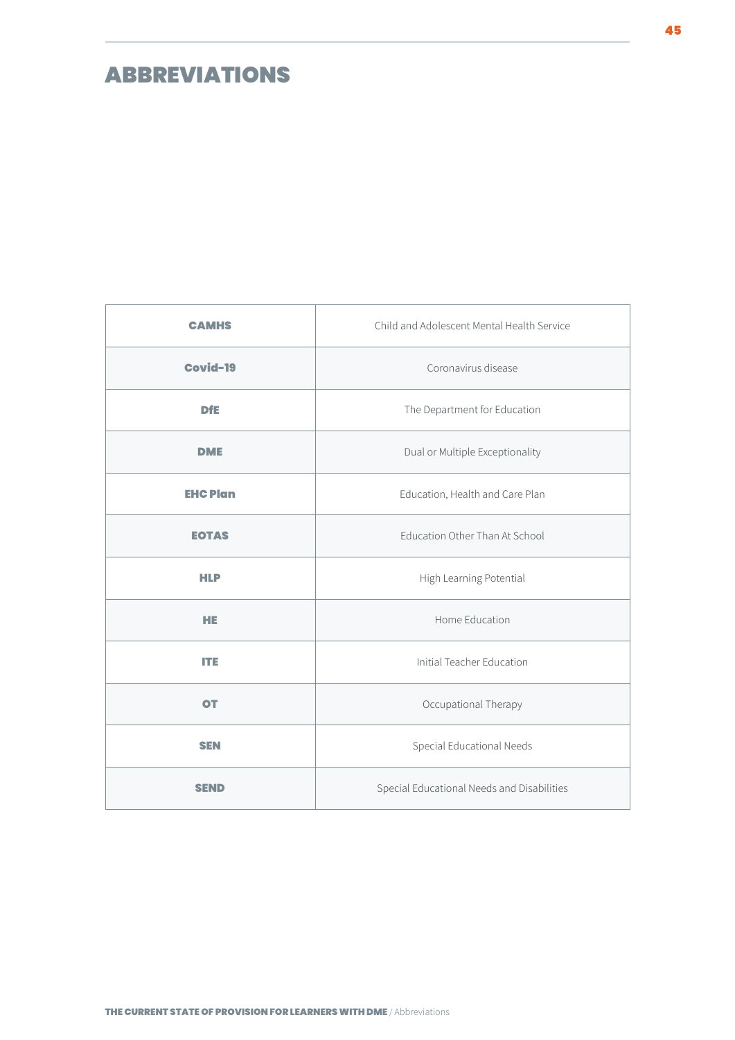# ABBREVIATIONS

| | |
|---|---|
| **CAMHS** | Child and Adolescent Mental Health Service |
| **Covid-19** | Coronavirus disease |
| **DfE** | The Department for Education |
| **DME** | Dual or Multiple Exceptionality |
| **EHC Plan** | Education, Health and Care Plan |
| **EOTAS** | Education Other Than At School |
| **HLP** | High Learning Potential |
| **HE** | Home Education |
| **ITE** | Initial Teacher Education |
| **OT** | Occupational Therapy |
| **SEN** | Special Educational Needs |
| **SEND** | Special Educational Needs and Disabilities |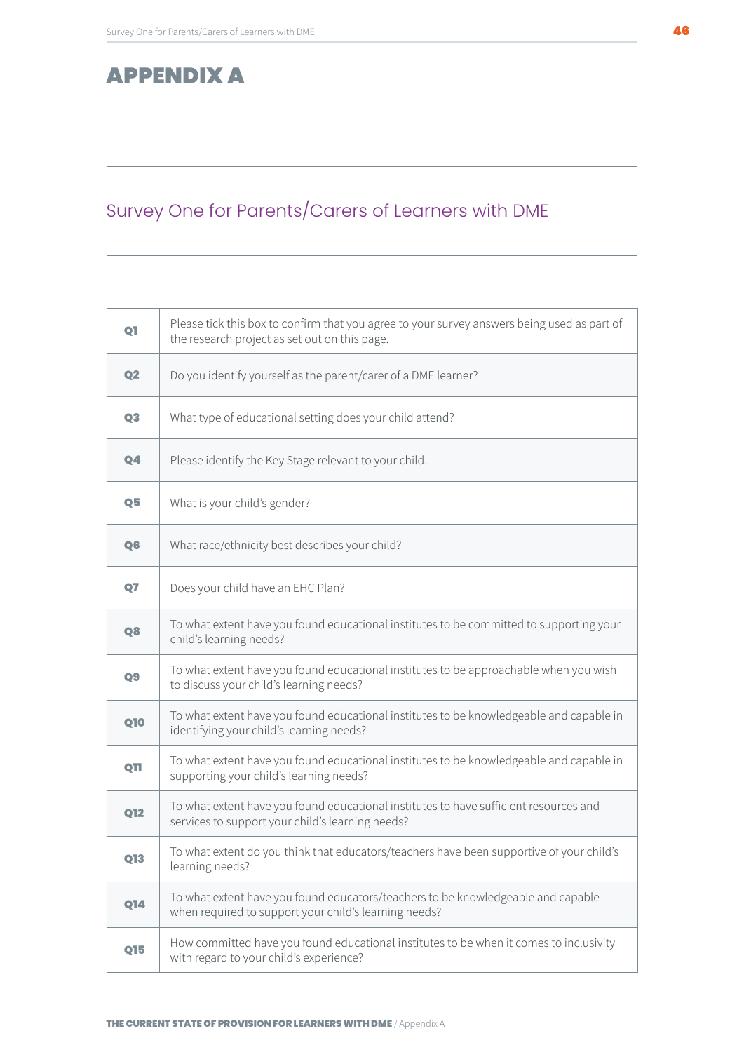# APPENDIX A

## Survey One for Parents/Carers of Learners with DME

| | |
|---|---|
| **Q1** | Please tick this box to confirm that you agree to your survey answers being used as part of the research project as set out on this page. |
| **Q2** | Do you identify yourself as the parent/carer of a DME learner? |
| **Q3** | What type of educational setting does your child attend? |
| **Q4** | Please identify the Key Stage relevant to your child. |
| **Q5** | What is your child's gender? |
| **Q6** | What race/ethnicity best describes your child? |
| **Q7** | Does your child have an EHC Plan? |
| **Q8** | To what extent have you found educational institutes to be committed to supporting your child's learning needs? |
| **Q9** | To what extent have you found educational institutes to be approachable when you wish to discuss your child's learning needs? |
| **Q10** | To what extent have you found educational institutes to be knowledgeable and capable in identifying your child's learning needs? |
| **Q11** | To what extent have you found educational institutes to be knowledgeable and capable in supporting your child's learning needs? |
| **Q12** | To what extent have you found educational institutes to have sufficient resources and services to support your child's learning needs? |
| **Q13** | To what extent do you think that educators/teachers have been supportive of your child's learning needs? |
| **Q14** | To what extent have you found educators/teachers to be knowledgeable and capable when required to support your child's learning needs? |
| **Q15** | How committed have you found educational institutes to be when it comes to inclusivity with regard to your child's experience? |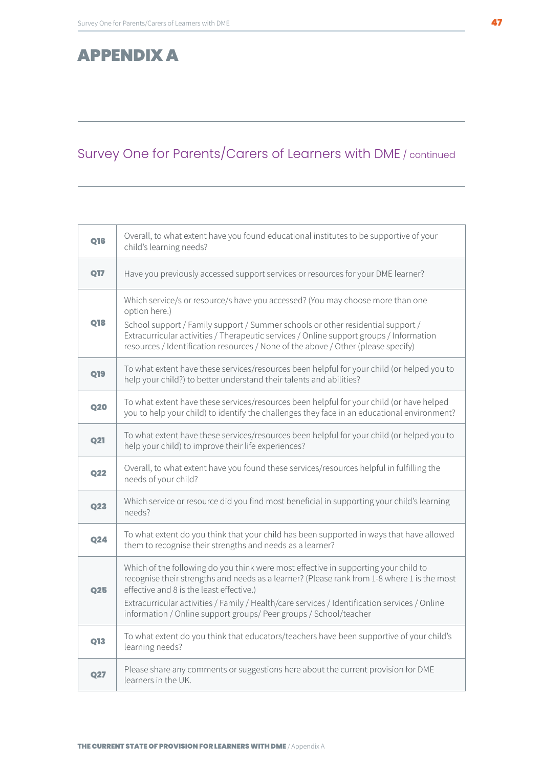# APPENDIX A

## Survey One for Parents/Carers of Learners with DME / continued

| | |
|---|---|
| **Q16** | Overall, to what extent have you found educational institutes to be supportive of your child's learning needs? |
| **Q17** | Have you previously accessed support services or resources for your DME learner? |
| **Q18** | Which service/s or resource/s have you accessed? (You may choose more than one option here.)<br>School support / Family support / Summer schools or other residential support / Extracurricular activities / Therapeutic services / Online support groups / Information resources / Identification resources / None of the above / Other (please specify) |
| **Q19** | To what extent have these services/resources been helpful for your child (or helped you to help your child?) to better understand their talents and abilities? |
| **Q20** | To what extent have these services/resources been helpful for your child (or have helped you to help your child) to identify the challenges they face in an educational environment? |
| **Q21** | To what extent have these services/resources been helpful for your child (or helped you to help your child) to improve their life experiences? |
| **Q22** | Overall, to what extent have you found these services/resources helpful in fulfilling the needs of your child? |
| **Q23** | Which service or resource did you find most beneficial in supporting your child's learning needs? |
| **Q24** | To what extent do you think that your child has been supported in ways that have allowed them to recognise their strengths and needs as a learner? |
| **Q25** | Which of the following do you think were most effective in supporting your child to recognise their strengths and needs as a learner? (Please rank from 1-8 where 1 is the most effective and 8 is the least effective.)<br>Extracurricular activities / Family / Health/care services / Identification services / Online information / Online support groups/ Peer groups / School/teacher |
| **Q13** | To what extent do you think that educators/teachers have been supportive of your child's learning needs? |
| **Q27** | Please share any comments or suggestions here about the current provision for DME learners in the UK. |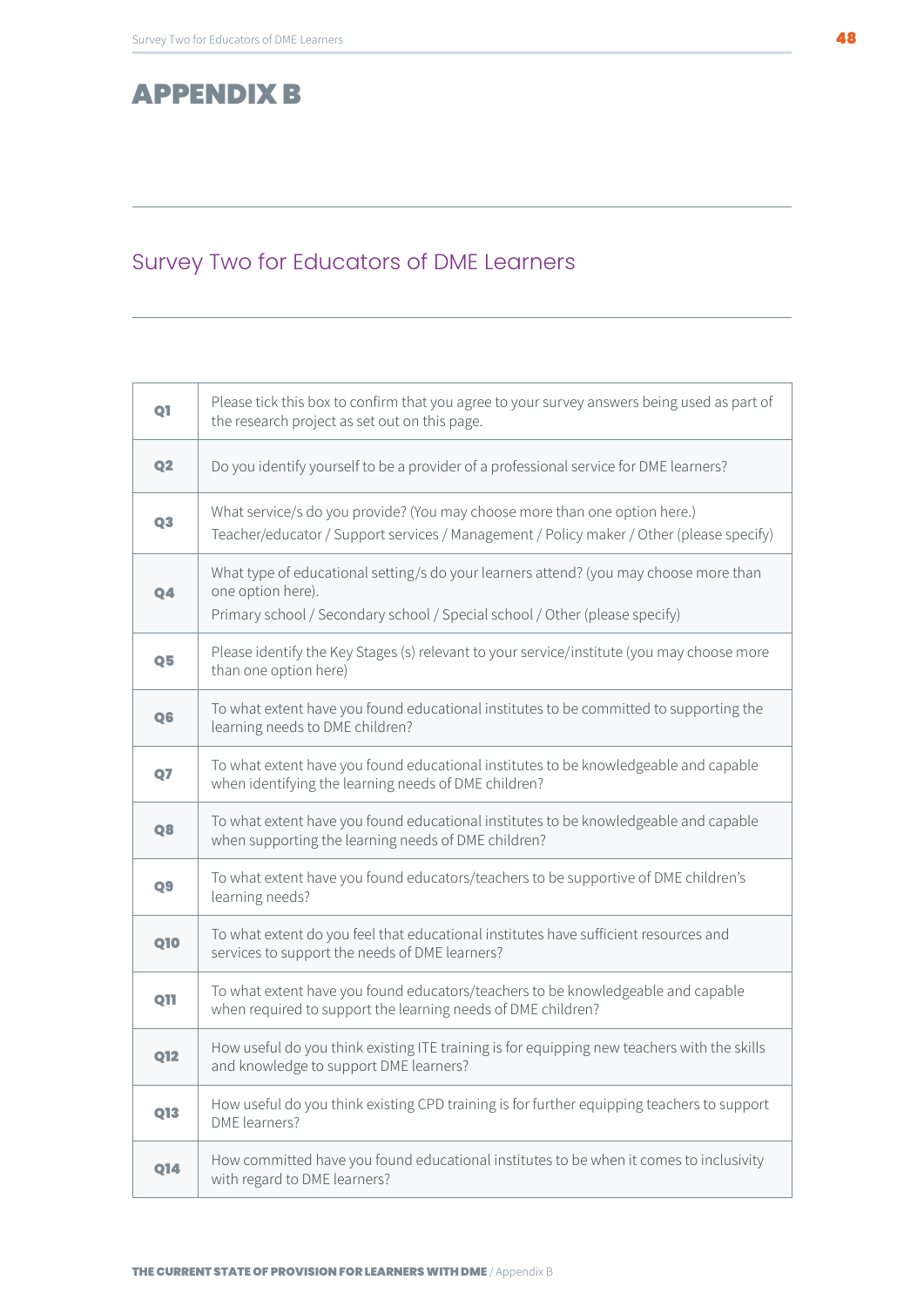# APPENDIX B

## Survey Two for Educators of DME Learners

| | |
|---|---|
| Q1 | Please tick this box to confirm that you agree to your survey answers being used as part of the research project as set out on this page. |
| Q2 | Do you identify yourself to be a provider of a professional service for DME learners? |
| Q3 | What service/s do you provide? (You may choose more than one option here.) Teacher/educator / Support services / Management / Policy maker / Other (please specify) |
| Q4 | What type of educational setting/s do your learners attend? (you may choose more than one option here). Primary school / Secondary school / Special school / Other (please specify) |
| Q5 | Please identify the Key Stages (s) relevant to your service/institute (you may choose more than one option here) |
| Q6 | To what extent have you found educational institutes to be committed to supporting the learning needs to DME children? |
| Q7 | To what extent have you found educational institutes to be knowledgeable and capable when identifying the learning needs of DME children? |
| Q8 | To what extent have you found educational institutes to be knowledgeable and capable when supporting the learning needs of DME children? |
| Q9 | To what extent have you found educators/teachers to be supportive of DME children's learning needs? |
| Q10 | To what extent do you feel that educational institutes have sufficient resources and services to support the needs of DME learners? |
| Q11 | To what extent have you found educators/teachers to be knowledgeable and capable when required to support the learning needs of DME children? |
| Q12 | How useful do you think existing ITE training is for equipping new teachers with the skills and knowledge to support DME learners? |
| Q13 | How useful do you think existing CPD training is for further equipping teachers to support DME learners? |
| Q14 | How committed have you found educational institutes to be when it comes to inclusivity with regard to DME learners? |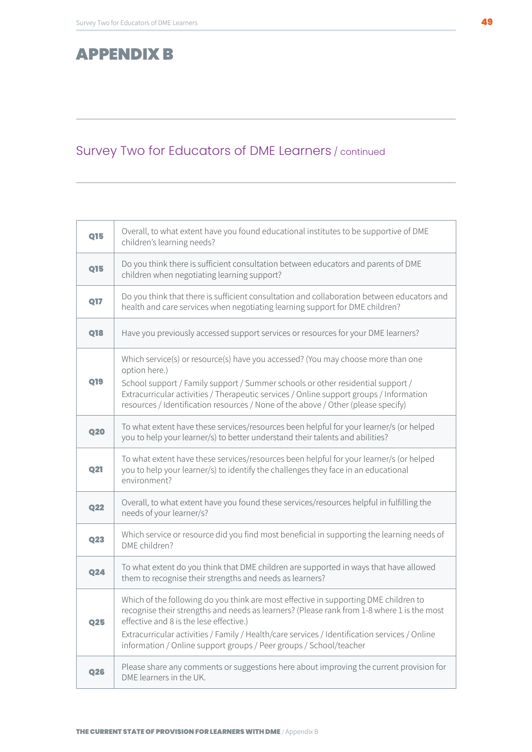# APPENDIX B

## Survey Two for Educators of DME Learners / continued

| | |
|---|---|
| **Q15** | Overall, to what extent have you found educational institutes to be supportive of DME children's learning needs? |
| **Q15** | Do you think there is sufficient consultation between educators and parents of DME children when negotiating learning support? |
| **Q17** | Do you think that there is sufficient consultation and collaboration between educators and health and care services when negotiating learning support for DME children? |
| **Q18** | Have you previously accessed support services or resources for your DME learners? |
| **Q19** | Which service(s) or resource(s) have you accessed? (You may choose more than one option here.)<br>School support / Family support / Summer schools or other residential support / Extracurricular activities / Therapeutic services / Online support groups / Information resources / Identification resources / None of the above / Other (please specify) |
| **Q20** | To what extent have these services/resources been helpful for your learner/s (or helped you to help your learner/s) to better understand their talents and abilities? |
| **Q21** | To what extent have these services/resources been helpful for your learner/s (or helped you to help your learner/s) to identify the challenges they face in an educational environment? |
| **Q22** | Overall, to what extent have you found these services/resources helpful in fulfilling the needs of your learner/s? |
| **Q23** | Which service or resource did you find most beneficial in supporting the learning needs of DME children? |
| **Q24** | To what extent do you think that DME children are supported in ways that have allowed them to recognise their strengths and needs as learners? |
| **Q25** | Which of the following do you think are most effective in supporting DME children to recognise their strengths and needs as learners? (Please rank from 1-8 where 1 is the most effective and 8 is the lese effective.)<br>Extracurricular activities / Family / Health/care services / Identification services / Online information / Online support groups / Peer groups / School/teacher |
| **Q26** | Please share any comments or suggestions here about improving the current provision for DME learners in the UK. |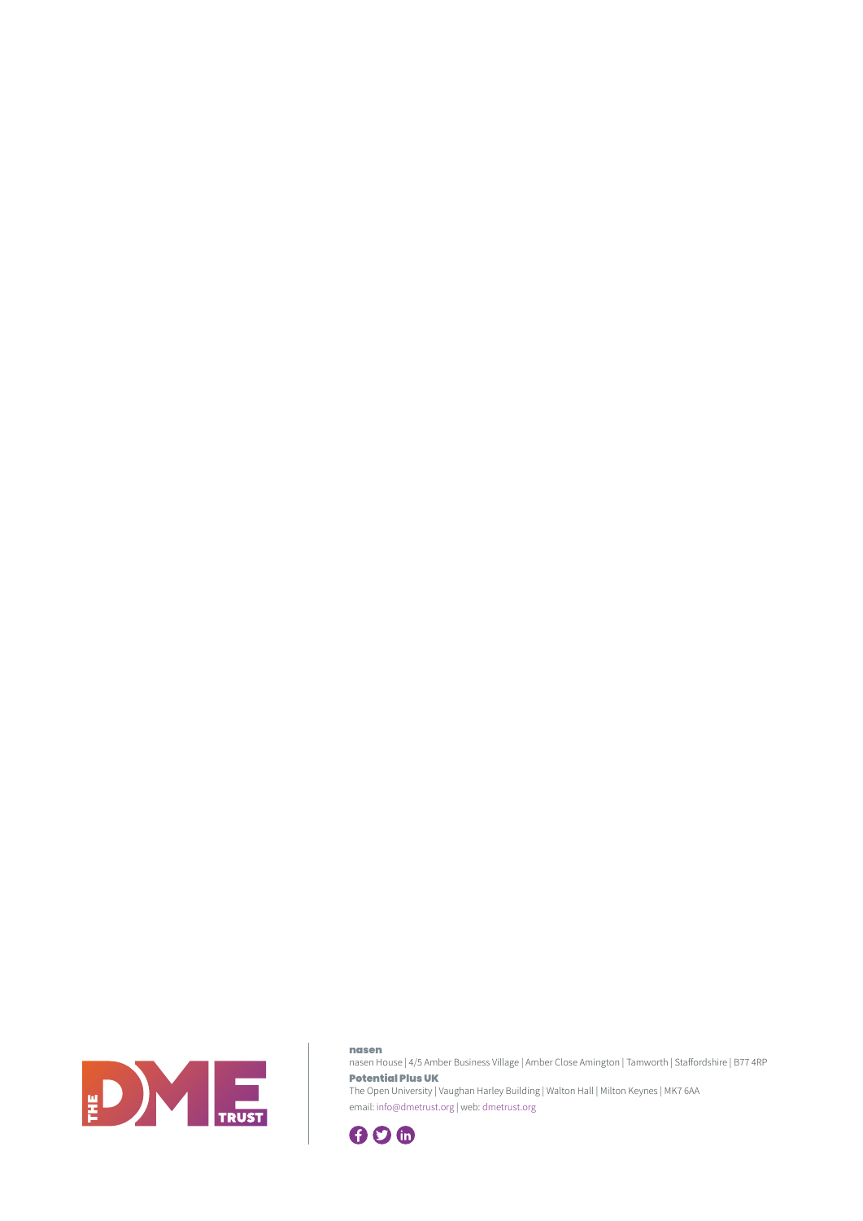**nasen**

nasen House | 4/5 Amber Business Village | Amber Close Amington | Tamworth | Staffordshire | B77 4RP

**Potential Plus UK**

The Open University | Vaughan Harley Building | Walton Hall | Milton Keynes | MK7 6AA

email: info@dmetrust.org | web: dmetrust.org